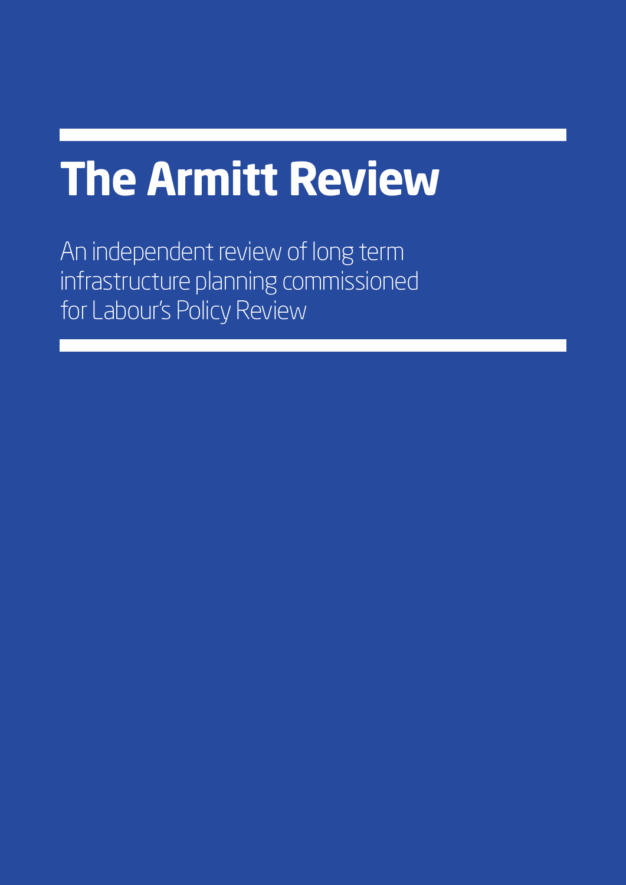# The Armitt Review

An independent review of long term infrastructure planning commissioned for Labour's Policy Review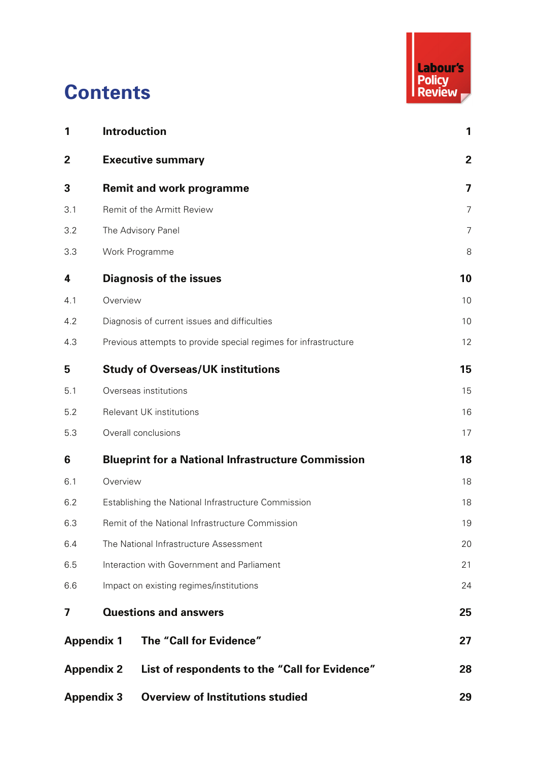# Contents

| | | |
|---|---|---|
| **1** | **Introduction** | **1** |
| **2** | **Executive summary** | **2** |
| **3** | **Remit and work programme** | **7** |
| 3.1 | Remit of the Armitt Review | 7 |
| 3.2 | The Advisory Panel | 7 |
| 3.3 | Work Programme | 8 |
| **4** | **Diagnosis of the issues** | **10** |
| 4.1 | Overview | 10 |
| 4.2 | Diagnosis of current issues and difficulties | 10 |
| 4.3 | Previous attempts to provide special regimes for infrastructure | 12 |
| **5** | **Study of Overseas/UK institutions** | **15** |
| 5.1 | Overseas institutions | 15 |
| 5.2 | Relevant UK institutions | 16 |
| 5.3 | Overall conclusions | 17 |
| **6** | **Blueprint for a National Infrastructure Commission** | **18** |
| 6.1 | Overview | 18 |
| 6.2 | Establishing the National Infrastructure Commission | 18 |
| 6.3 | Remit of the National Infrastructure Commission | 19 |
| 6.4 | The National Infrastructure Assessment | 20 |
| 6.5 | Interaction with Government and Parliament | 21 |
| 6.6 | Impact on existing regimes/institutions | 24 |
| **7** | **Questions and answers** | **25** |
| **Appendix 1** | **The "Call for Evidence"** | **27** |
| **Appendix 2** | **List of respondents to the "Call for Evidence"** | **28** |
| **Appendix 3** | **Overview of Institutions studied** | **29** |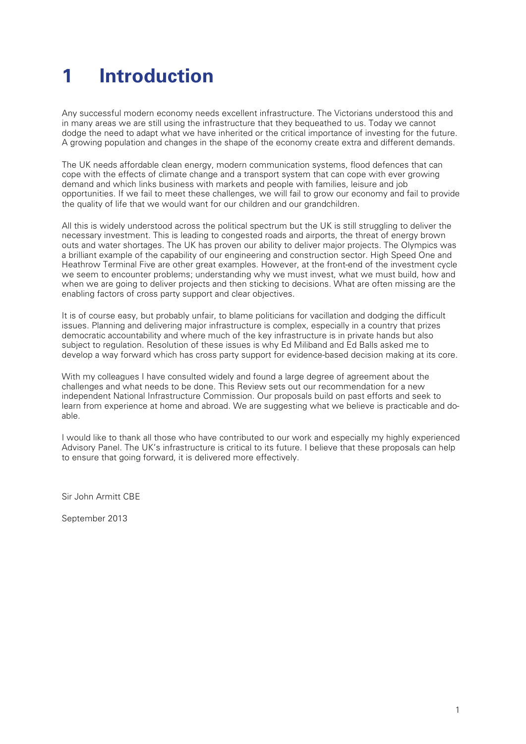# 1 Introduction

Any successful modern economy needs excellent infrastructure. The Victorians understood this and in many areas we are still using the infrastructure that they bequeathed to us. Today we cannot dodge the need to adapt what we have inherited or the critical importance of investing for the future. A growing population and changes in the shape of the economy create extra and different demands.

The UK needs affordable clean energy, modern communication systems, flood defences that can cope with the effects of climate change and a transport system that can cope with ever growing demand and which links business with markets and people with families, leisure and job opportunities. If we fail to meet these challenges, we will fail to grow our economy and fail to provide the quality of life that we would want for our children and our grandchildren.

All this is widely understood across the political spectrum but the UK is still struggling to deliver the necessary investment. This is leading to congested roads and airports, the threat of energy brown outs and water shortages. The UK has proven our ability to deliver major projects. The Olympics was a brilliant example of the capability of our engineering and construction sector. High Speed One and Heathrow Terminal Five are other great examples. However, at the front-end of the investment cycle we seem to encounter problems; understanding why we must invest, what we must build, how and when we are going to deliver projects and then sticking to decisions. What are often missing are the enabling factors of cross party support and clear objectives.

It is of course easy, but probably unfair, to blame politicians for vacillation and dodging the difficult issues. Planning and delivering major infrastructure is complex, especially in a country that prizes democratic accountability and where much of the key infrastructure is in private hands but also subject to regulation. Resolution of these issues is why Ed Miliband and Ed Balls asked me to develop a way forward which has cross party support for evidence-based decision making at its core.

With my colleagues I have consulted widely and found a large degree of agreement about the challenges and what needs to be done. This Review sets out our recommendation for a new independent National Infrastructure Commission. Our proposals build on past efforts and seek to learn from experience at home and abroad. We are suggesting what we believe is practicable and do-able.

I would like to thank all those who have contributed to our work and especially my highly experienced Advisory Panel. The UK's infrastructure is critical to its future. I believe that these proposals can help to ensure that going forward, it is delivered more effectively.

Sir John Armitt CBE

September 2013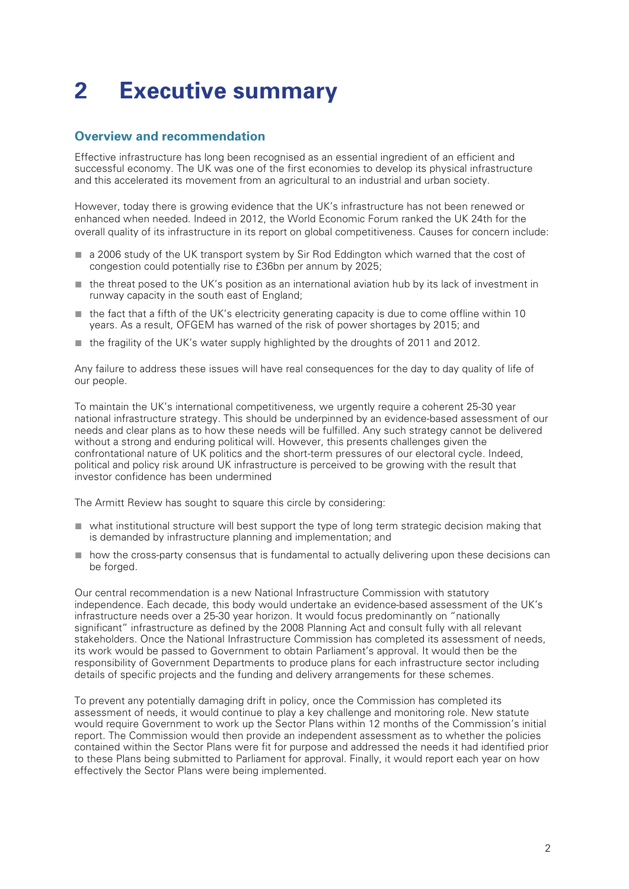# 2 Executive summary

## Overview and recommendation

Effective infrastructure has long been recognised as an essential ingredient of an efficient and successful economy. The UK was one of the first economies to develop its physical infrastructure and this accelerated its movement from an agricultural to an industrial and urban society.

However, today there is growing evidence that the UK's infrastructure has not been renewed or enhanced when needed. Indeed in 2012, the World Economic Forum ranked the UK 24th for the overall quality of its infrastructure in its report on global competitiveness. Causes for concern include:

- a 2006 study of the UK transport system by Sir Rod Eddington which warned that the cost of congestion could potentially rise to £36bn per annum by 2025;
- the threat posed to the UK's position as an international aviation hub by its lack of investment in runway capacity in the south east of England;
- the fact that a fifth of the UK's electricity generating capacity is due to come offline within 10 years. As a result, OFGEM has warned of the risk of power shortages by 2015; and
- the fragility of the UK's water supply highlighted by the droughts of 2011 and 2012.

Any failure to address these issues will have real consequences for the day to day quality of life of our people.

To maintain the UK's international competitiveness, we urgently require a coherent 25-30 year national infrastructure strategy. This should be underpinned by an evidence-based assessment of our needs and clear plans as to how these needs will be fulfilled. Any such strategy cannot be delivered without a strong and enduring political will. However, this presents challenges given the confrontational nature of UK politics and the short-term pressures of our electoral cycle. Indeed, political and policy risk around UK infrastructure is perceived to be growing with the result that investor confidence has been undermined

The Armitt Review has sought to square this circle by considering:

- what institutional structure will best support the type of long term strategic decision making that is demanded by infrastructure planning and implementation; and
- how the cross-party consensus that is fundamental to actually delivering upon these decisions can be forged.

Our central recommendation is a new National Infrastructure Commission with statutory independence. Each decade, this body would undertake an evidence-based assessment of the UK's infrastructure needs over a 25-30 year horizon. It would focus predominantly on "nationally significant" infrastructure as defined by the 2008 Planning Act and consult fully with all relevant stakeholders. Once the National Infrastructure Commission has completed its assessment of needs, its work would be passed to Government to obtain Parliament's approval. It would then be the responsibility of Government Departments to produce plans for each infrastructure sector including details of specific projects and the funding and delivery arrangements for these schemes.

To prevent any potentially damaging drift in policy, once the Commission has completed its assessment of needs, it would continue to play a key challenge and monitoring role. New statute would require Government to work up the Sector Plans within 12 months of the Commission's initial report. The Commission would then provide an independent assessment as to whether the policies contained within the Sector Plans were fit for purpose and addressed the needs it had identified prior to these Plans being submitted to Parliament for approval. Finally, it would report each year on how effectively the Sector Plans were being implemented.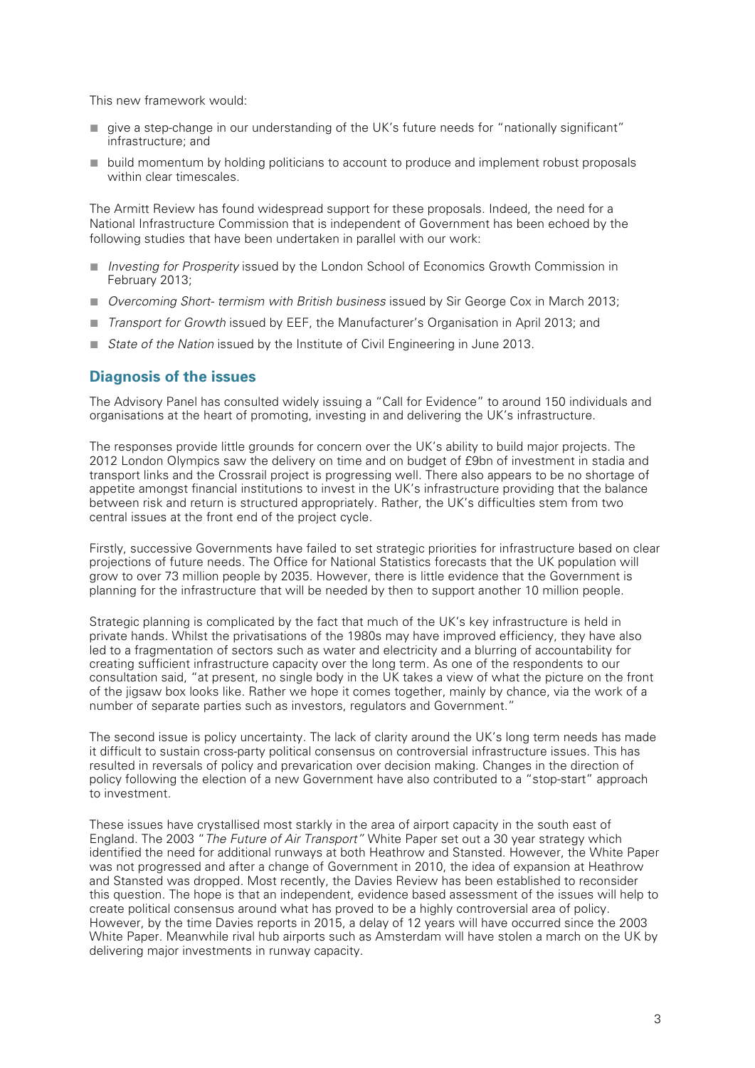This new framework would:

- give a step-change in our understanding of the UK's future needs for "nationally significant" infrastructure; and
- build momentum by holding politicians to account to produce and implement robust proposals within clear timescales.

The Armitt Review has found widespread support for these proposals. Indeed, the need for a National Infrastructure Commission that is independent of Government has been echoed by the following studies that have been undertaken in parallel with our work:

- *Investing for Prosperity* issued by the London School of Economics Growth Commission in February 2013;
- *Overcoming Short- termism with British business* issued by Sir George Cox in March 2013;
- *Transport for Growth* issued by EEF, the Manufacturer's Organisation in April 2013; and
- *State of the Nation* issued by the Institute of Civil Engineering in June 2013.

## Diagnosis of the issues

The Advisory Panel has consulted widely issuing a "Call for Evidence" to around 150 individuals and organisations at the heart of promoting, investing in and delivering the UK's infrastructure.

The responses provide little grounds for concern over the UK's ability to build major projects. The 2012 London Olympics saw the delivery on time and on budget of £9bn of investment in stadia and transport links and the Crossrail project is progressing well. There also appears to be no shortage of appetite amongst financial institutions to invest in the UK's infrastructure providing that the balance between risk and return is structured appropriately. Rather, the UK's difficulties stem from two central issues at the front end of the project cycle.

Firstly, successive Governments have failed to set strategic priorities for infrastructure based on clear projections of future needs. The Office for National Statistics forecasts that the UK population will grow to over 73 million people by 2035. However, there is little evidence that the Government is planning for the infrastructure that will be needed by then to support another 10 million people.

Strategic planning is complicated by the fact that much of the UK's key infrastructure is held in private hands. Whilst the privatisations of the 1980s may have improved efficiency, they have also led to a fragmentation of sectors such as water and electricity and a blurring of accountability for creating sufficient infrastructure capacity over the long term. As one of the respondents to our consultation said, "at present, no single body in the UK takes a view of what the picture on the front of the jigsaw box looks like. Rather we hope it comes together, mainly by chance, via the work of a number of separate parties such as investors, regulators and Government."

The second issue is policy uncertainty. The lack of clarity around the UK's long term needs has made it difficult to sustain cross-party political consensus on controversial infrastructure issues. This has resulted in reversals of policy and prevarication over decision making. Changes in the direction of policy following the election of a new Government have also contributed to a "stop-start" approach to investment.

These issues have crystallised most starkly in the area of airport capacity in the south east of England. The 2003 "*The Future of Air Transport"* White Paper set out a 30 year strategy which identified the need for additional runways at both Heathrow and Stansted. However, the White Paper was not progressed and after a change of Government in 2010, the idea of expansion at Heathrow and Stansted was dropped. Most recently, the Davies Review has been established to reconsider this question. The hope is that an independent, evidence based assessment of the issues will help to create political consensus around what has proved to be a highly controversial area of policy. However, by the time Davies reports in 2015, a delay of 12 years will have occurred since the 2003 White Paper. Meanwhile rival hub airports such as Amsterdam will have stolen a march on the UK by delivering major investments in runway capacity.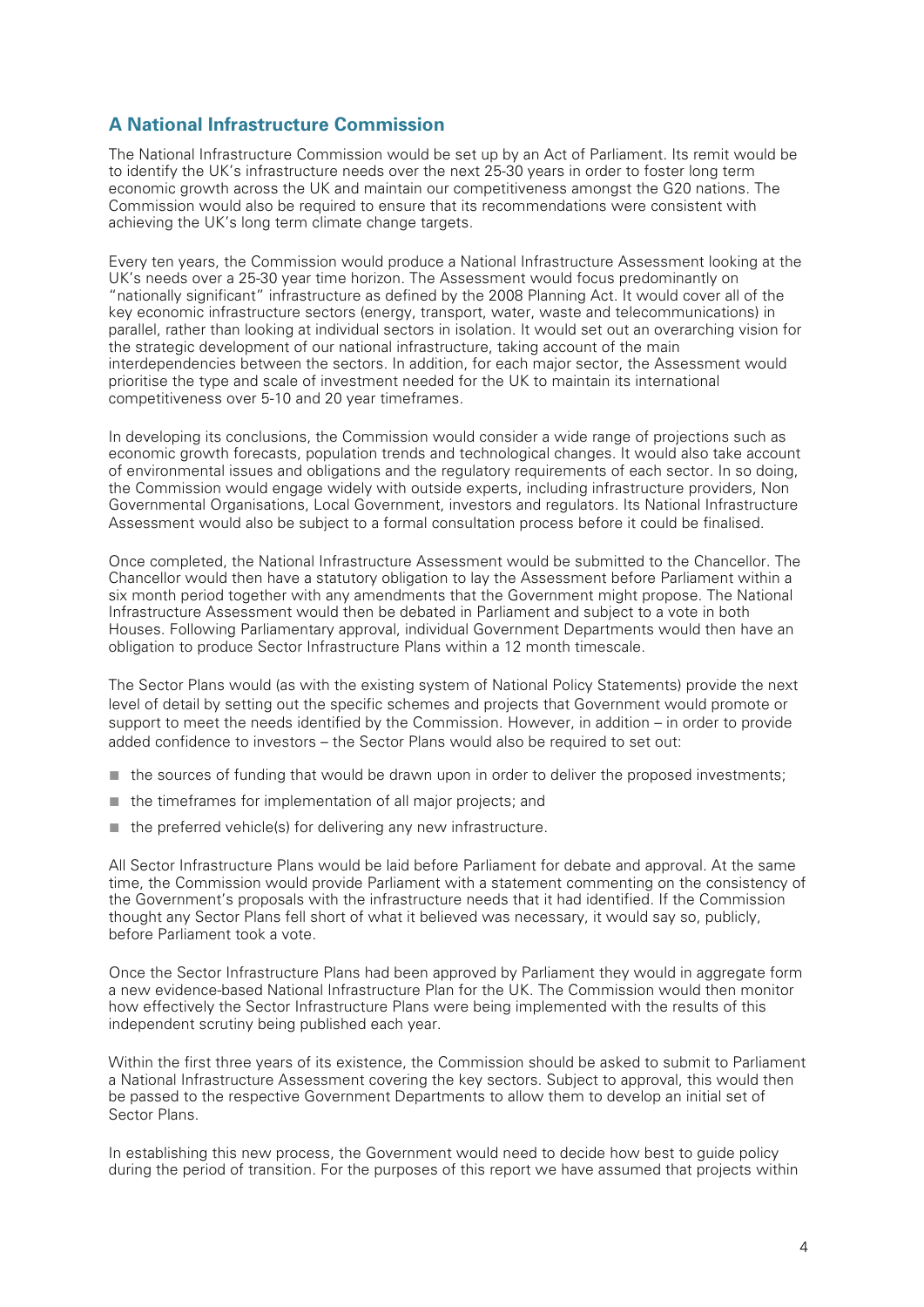## A National Infrastructure Commission

The National Infrastructure Commission would be set up by an Act of Parliament. Its remit would be to identify the UK's infrastructure needs over the next 25-30 years in order to foster long term economic growth across the UK and maintain our competitiveness amongst the G20 nations. The Commission would also be required to ensure that its recommendations were consistent with achieving the UK's long term climate change targets.

Every ten years, the Commission would produce a National Infrastructure Assessment looking at the UK's needs over a 25-30 year time horizon. The Assessment would focus predominantly on "nationally significant" infrastructure as defined by the 2008 Planning Act. It would cover all of the key economic infrastructure sectors (energy, transport, water, waste and telecommunications) in parallel, rather than looking at individual sectors in isolation. It would set out an overarching vision for the strategic development of our national infrastructure, taking account of the main interdependencies between the sectors. In addition, for each major sector, the Assessment would prioritise the type and scale of investment needed for the UK to maintain its international competitiveness over 5-10 and 20 year timeframes.

In developing its conclusions, the Commission would consider a wide range of projections such as economic growth forecasts, population trends and technological changes. It would also take account of environmental issues and obligations and the regulatory requirements of each sector. In so doing, the Commission would engage widely with outside experts, including infrastructure providers, Non Governmental Organisations, Local Government, investors and regulators. Its National Infrastructure Assessment would also be subject to a formal consultation process before it could be finalised.

Once completed, the National Infrastructure Assessment would be submitted to the Chancellor. The Chancellor would then have a statutory obligation to lay the Assessment before Parliament within a six month period together with any amendments that the Government might propose. The National Infrastructure Assessment would then be debated in Parliament and subject to a vote in both Houses. Following Parliamentary approval, individual Government Departments would then have an obligation to produce Sector Infrastructure Plans within a 12 month timescale.

The Sector Plans would (as with the existing system of National Policy Statements) provide the next level of detail by setting out the specific schemes and projects that Government would promote or support to meet the needs identified by the Commission. However, in addition – in order to provide added confidence to investors – the Sector Plans would also be required to set out:

- the sources of funding that would be drawn upon in order to deliver the proposed investments;
- the timeframes for implementation of all major projects; and
- the preferred vehicle(s) for delivering any new infrastructure.

All Sector Infrastructure Plans would be laid before Parliament for debate and approval. At the same time, the Commission would provide Parliament with a statement commenting on the consistency of the Government's proposals with the infrastructure needs that it had identified. If the Commission thought any Sector Plans fell short of what it believed was necessary, it would say so, publicly, before Parliament took a vote.

Once the Sector Infrastructure Plans had been approved by Parliament they would in aggregate form a new evidence-based National Infrastructure Plan for the UK. The Commission would then monitor how effectively the Sector Infrastructure Plans were being implemented with the results of this independent scrutiny being published each year.

Within the first three years of its existence, the Commission should be asked to submit to Parliament a National Infrastructure Assessment covering the key sectors. Subject to approval, this would then be passed to the respective Government Departments to allow them to develop an initial set of Sector Plans.

In establishing this new process, the Government would need to decide how best to guide policy during the period of transition. For the purposes of this report we have assumed that projects within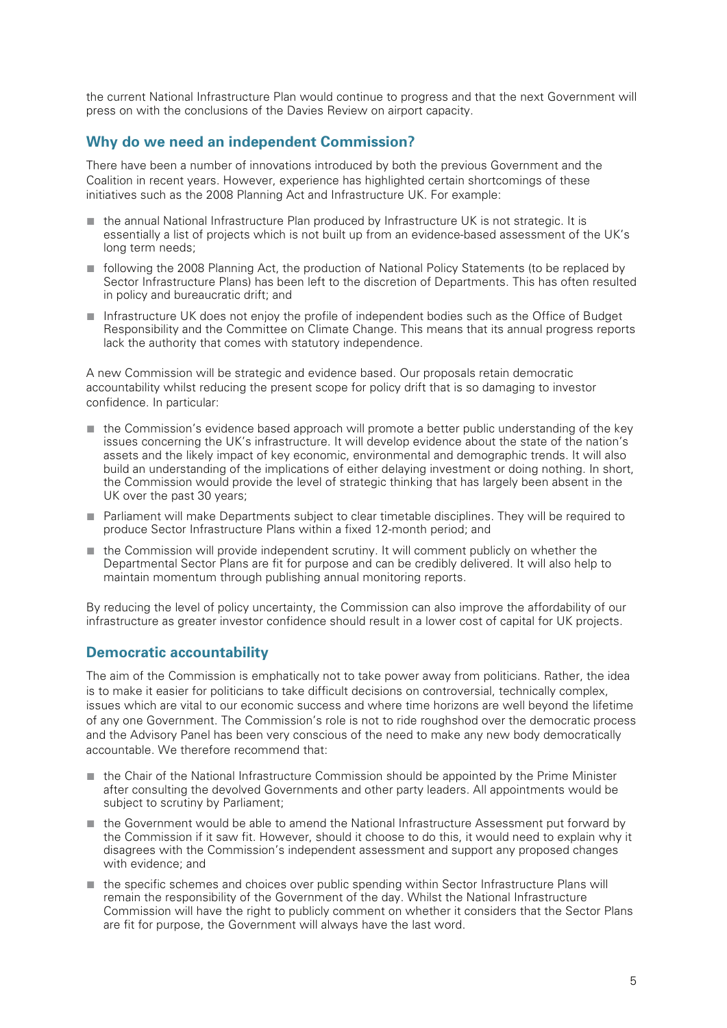the current National Infrastructure Plan would continue to progress and that the next Government will press on with the conclusions of the Davies Review on airport capacity.

## Why do we need an independent Commission?

There have been a number of innovations introduced by both the previous Government and the Coalition in recent years. However, experience has highlighted certain shortcomings of these initiatives such as the 2008 Planning Act and Infrastructure UK. For example:

- the annual National Infrastructure Plan produced by Infrastructure UK is not strategic. It is essentially a list of projects which is not built up from an evidence-based assessment of the UK's long term needs;
- following the 2008 Planning Act, the production of National Policy Statements (to be replaced by Sector Infrastructure Plans) has been left to the discretion of Departments. This has often resulted in policy and bureaucratic drift; and
- Infrastructure UK does not enjoy the profile of independent bodies such as the Office of Budget Responsibility and the Committee on Climate Change. This means that its annual progress reports lack the authority that comes with statutory independence.

A new Commission will be strategic and evidence based. Our proposals retain democratic accountability whilst reducing the present scope for policy drift that is so damaging to investor confidence. In particular:

- the Commission's evidence based approach will promote a better public understanding of the key issues concerning the UK's infrastructure. It will develop evidence about the state of the nation's assets and the likely impact of key economic, environmental and demographic trends. It will also build an understanding of the implications of either delaying investment or doing nothing. In short, the Commission would provide the level of strategic thinking that has largely been absent in the UK over the past 30 years;
- Parliament will make Departments subject to clear timetable disciplines. They will be required to produce Sector Infrastructure Plans within a fixed 12-month period; and
- the Commission will provide independent scrutiny. It will comment publicly on whether the Departmental Sector Plans are fit for purpose and can be credibly delivered. It will also help to maintain momentum through publishing annual monitoring reports.

By reducing the level of policy uncertainty, the Commission can also improve the affordability of our infrastructure as greater investor confidence should result in a lower cost of capital for UK projects.

## Democratic accountability

The aim of the Commission is emphatically not to take power away from politicians. Rather, the idea is to make it easier for politicians to take difficult decisions on controversial, technically complex, issues which are vital to our economic success and where time horizons are well beyond the lifetime of any one Government. The Commission's role is not to ride roughshod over the democratic process and the Advisory Panel has been very conscious of the need to make any new body democratically accountable. We therefore recommend that:

- the Chair of the National Infrastructure Commission should be appointed by the Prime Minister after consulting the devolved Governments and other party leaders. All appointments would be subject to scrutiny by Parliament;
- the Government would be able to amend the National Infrastructure Assessment put forward by the Commission if it saw fit. However, should it choose to do this, it would need to explain why it disagrees with the Commission's independent assessment and support any proposed changes with evidence; and
- the specific schemes and choices over public spending within Sector Infrastructure Plans will remain the responsibility of the Government of the day. Whilst the National Infrastructure Commission will have the right to publicly comment on whether it considers that the Sector Plans are fit for purpose, the Government will always have the last word.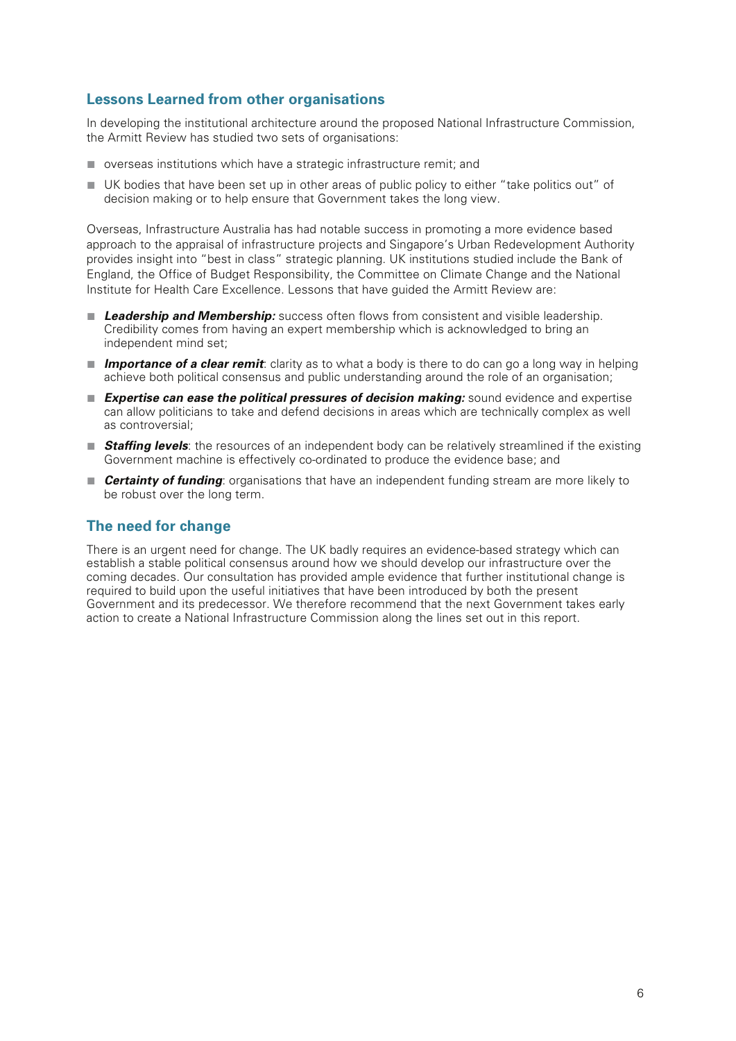## Lessons Learned from other organisations

In developing the institutional architecture around the proposed National Infrastructure Commission, the Armitt Review has studied two sets of organisations:

- overseas institutions which have a strategic infrastructure remit; and
- UK bodies that have been set up in other areas of public policy to either "take politics out" of decision making or to help ensure that Government takes the long view.

Overseas, Infrastructure Australia has had notable success in promoting a more evidence based approach to the appraisal of infrastructure projects and Singapore's Urban Redevelopment Authority provides insight into "best in class" strategic planning. UK institutions studied include the Bank of England, the Office of Budget Responsibility, the Committee on Climate Change and the National Institute for Health Care Excellence. Lessons that have guided the Armitt Review are:

- ***Leadership and Membership:*** success often flows from consistent and visible leadership. Credibility comes from having an expert membership which is acknowledged to bring an independent mind set;
- ***Importance of a clear remit***: clarity as to what a body is there to do can go a long way in helping achieve both political consensus and public understanding around the role of an organisation;
- ***Expertise can ease the political pressures of decision making:*** sound evidence and expertise can allow politicians to take and defend decisions in areas which are technically complex as well as controversial;
- ***Staffing levels***: the resources of an independent body can be relatively streamlined if the existing Government machine is effectively co-ordinated to produce the evidence base; and
- ***Certainty of funding***: organisations that have an independent funding stream are more likely to be robust over the long term.

## The need for change

There is an urgent need for change. The UK badly requires an evidence-based strategy which can establish a stable political consensus around how we should develop our infrastructure over the coming decades. Our consultation has provided ample evidence that further institutional change is required to build upon the useful initiatives that have been introduced by both the present Government and its predecessor. We therefore recommend that the next Government takes early action to create a National Infrastructure Commission along the lines set out in this report.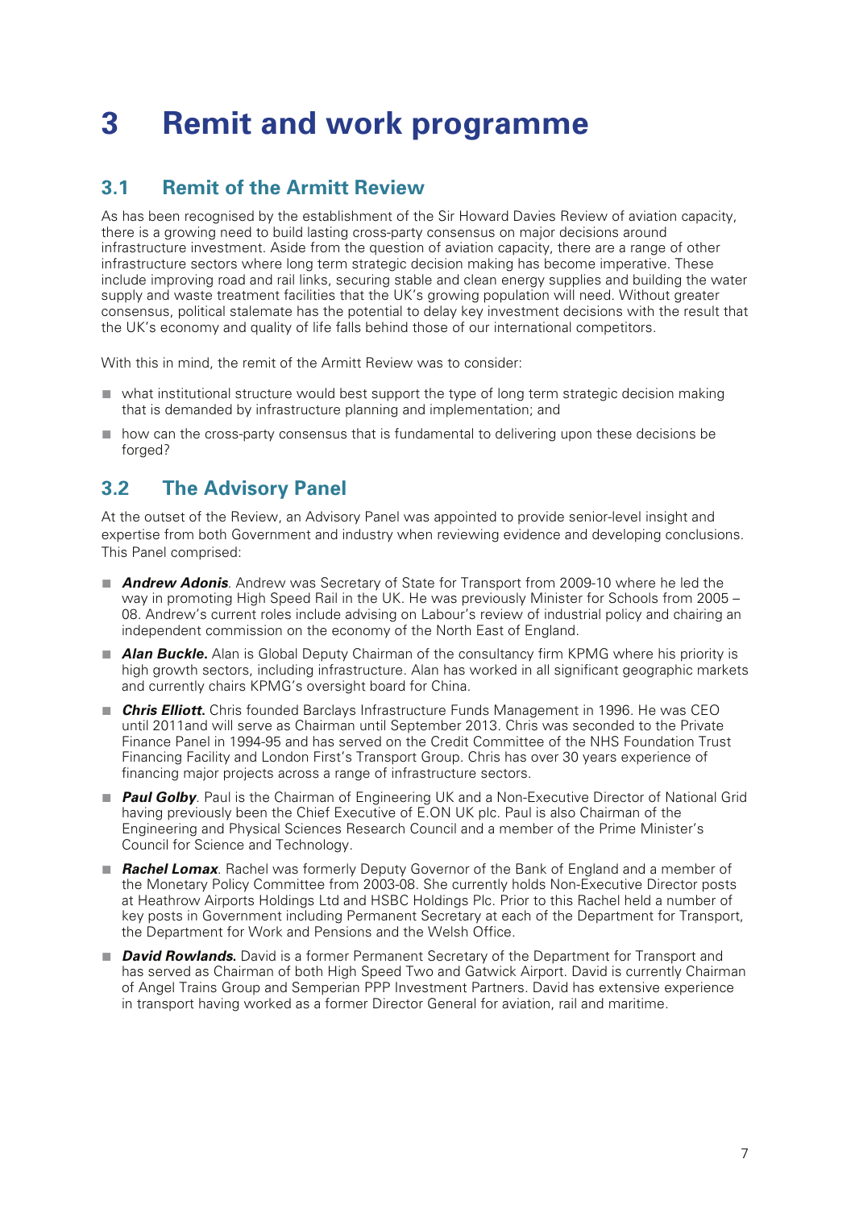# 3 Remit and work programme

## 3.1 Remit of the Armitt Review

As has been recognised by the establishment of the Sir Howard Davies Review of aviation capacity, there is a growing need to build lasting cross-party consensus on major decisions around infrastructure investment. Aside from the question of aviation capacity, there are a range of other infrastructure sectors where long term strategic decision making has become imperative. These include improving road and rail links, securing stable and clean energy supplies and building the water supply and waste treatment facilities that the UK's growing population will need. Without greater consensus, political stalemate has the potential to delay key investment decisions with the result that the UK's economy and quality of life falls behind those of our international competitors.

With this in mind, the remit of the Armitt Review was to consider:

- what institutional structure would best support the type of long term strategic decision making that is demanded by infrastructure planning and implementation; and
- how can the cross-party consensus that is fundamental to delivering upon these decisions be forged?

## 3.2 The Advisory Panel

At the outset of the Review, an Advisory Panel was appointed to provide senior-level insight and expertise from both Government and industry when reviewing evidence and developing conclusions. This Panel comprised:

- ***Andrew Adonis***. Andrew was Secretary of State for Transport from 2009-10 where he led the way in promoting High Speed Rail in the UK. He was previously Minister for Schools from 2005 – 08. Andrew's current roles include advising on Labour's review of industrial policy and chairing an independent commission on the economy of the North East of England.
- ***Alan Buckle.*** Alan is Global Deputy Chairman of the consultancy firm KPMG where his priority is high growth sectors, including infrastructure. Alan has worked in all significant geographic markets and currently chairs KPMG's oversight board for China.
- ***Chris Elliott.*** Chris founded Barclays Infrastructure Funds Management in 1996. He was CEO until 2011and will serve as Chairman until September 2013. Chris was seconded to the Private Finance Panel in 1994-95 and has served on the Credit Committee of the NHS Foundation Trust Financing Facility and London First's Transport Group. Chris has over 30 years experience of financing major projects across a range of infrastructure sectors.
- ***Paul Golby***. Paul is the Chairman of Engineering UK and a Non-Executive Director of National Grid having previously been the Chief Executive of E.ON UK plc. Paul is also Chairman of the Engineering and Physical Sciences Research Council and a member of the Prime Minister's Council for Science and Technology.
- ***Rachel Lomax***. Rachel was formerly Deputy Governor of the Bank of England and a member of the Monetary Policy Committee from 2003-08. She currently holds Non-Executive Director posts at Heathrow Airports Holdings Ltd and HSBC Holdings Plc. Prior to this Rachel held a number of key posts in Government including Permanent Secretary at each of the Department for Transport, the Department for Work and Pensions and the Welsh Office.
- ***David Rowlands.*** David is a former Permanent Secretary of the Department for Transport and has served as Chairman of both High Speed Two and Gatwick Airport. David is currently Chairman of Angel Trains Group and Semperian PPP Investment Partners. David has extensive experience in transport having worked as a former Director General for aviation, rail and maritime.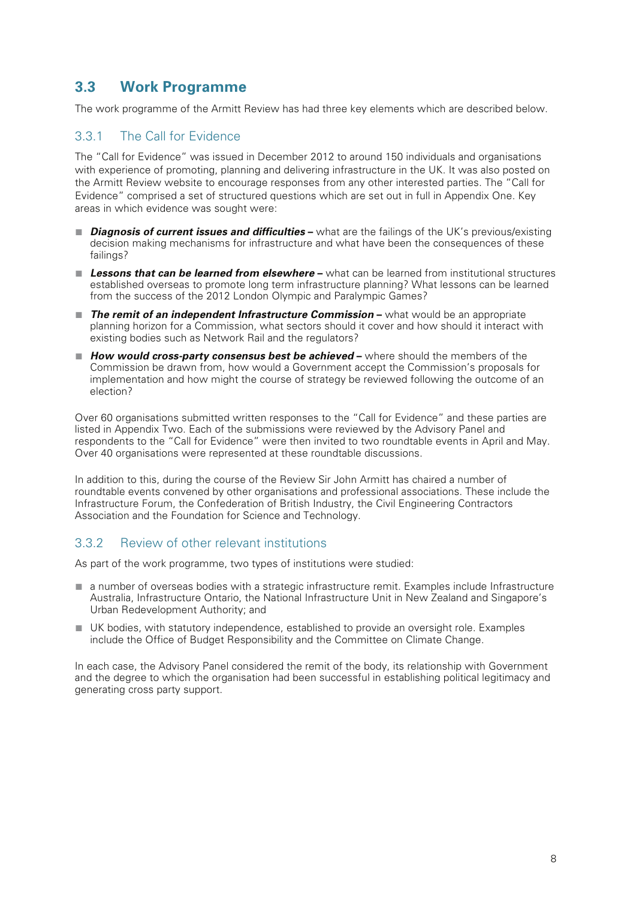## 3.3 Work Programme

The work programme of the Armitt Review has had three key elements which are described below.

### 3.3.1 The Call for Evidence

The "Call for Evidence" was issued in December 2012 to around 150 individuals and organisations with experience of promoting, planning and delivering infrastructure in the UK. It was also posted on the Armitt Review website to encourage responses from any other interested parties. The "Call for Evidence" comprised a set of structured questions which are set out in full in Appendix One. Key areas in which evidence was sought were:

- ***Diagnosis of current issues and difficulties –*** what are the failings of the UK's previous/existing decision making mechanisms for infrastructure and what have been the consequences of these failings?
- ***Lessons that can be learned from elsewhere –*** what can be learned from institutional structures established overseas to promote long term infrastructure planning? What lessons can be learned from the success of the 2012 London Olympic and Paralympic Games?
- ***The remit of an independent Infrastructure Commission –*** what would be an appropriate planning horizon for a Commission, what sectors should it cover and how should it interact with existing bodies such as Network Rail and the regulators?
- ***How would cross-party consensus best be achieved –*** where should the members of the Commission be drawn from, how would a Government accept the Commission's proposals for implementation and how might the course of strategy be reviewed following the outcome of an election?

Over 60 organisations submitted written responses to the "Call for Evidence" and these parties are listed in Appendix Two. Each of the submissions were reviewed by the Advisory Panel and respondents to the "Call for Evidence" were then invited to two roundtable events in April and May. Over 40 organisations were represented at these roundtable discussions.

In addition to this, during the course of the Review Sir John Armitt has chaired a number of roundtable events convened by other organisations and professional associations. These include the Infrastructure Forum, the Confederation of British Industry, the Civil Engineering Contractors Association and the Foundation for Science and Technology.

### 3.3.2 Review of other relevant institutions

As part of the work programme, two types of institutions were studied:

- a number of overseas bodies with a strategic infrastructure remit. Examples include Infrastructure Australia, Infrastructure Ontario, the National Infrastructure Unit in New Zealand and Singapore's Urban Redevelopment Authority; and
- UK bodies, with statutory independence, established to provide an oversight role. Examples include the Office of Budget Responsibility and the Committee on Climate Change.

In each case, the Advisory Panel considered the remit of the body, its relationship with Government and the degree to which the organisation had been successful in establishing political legitimacy and generating cross party support.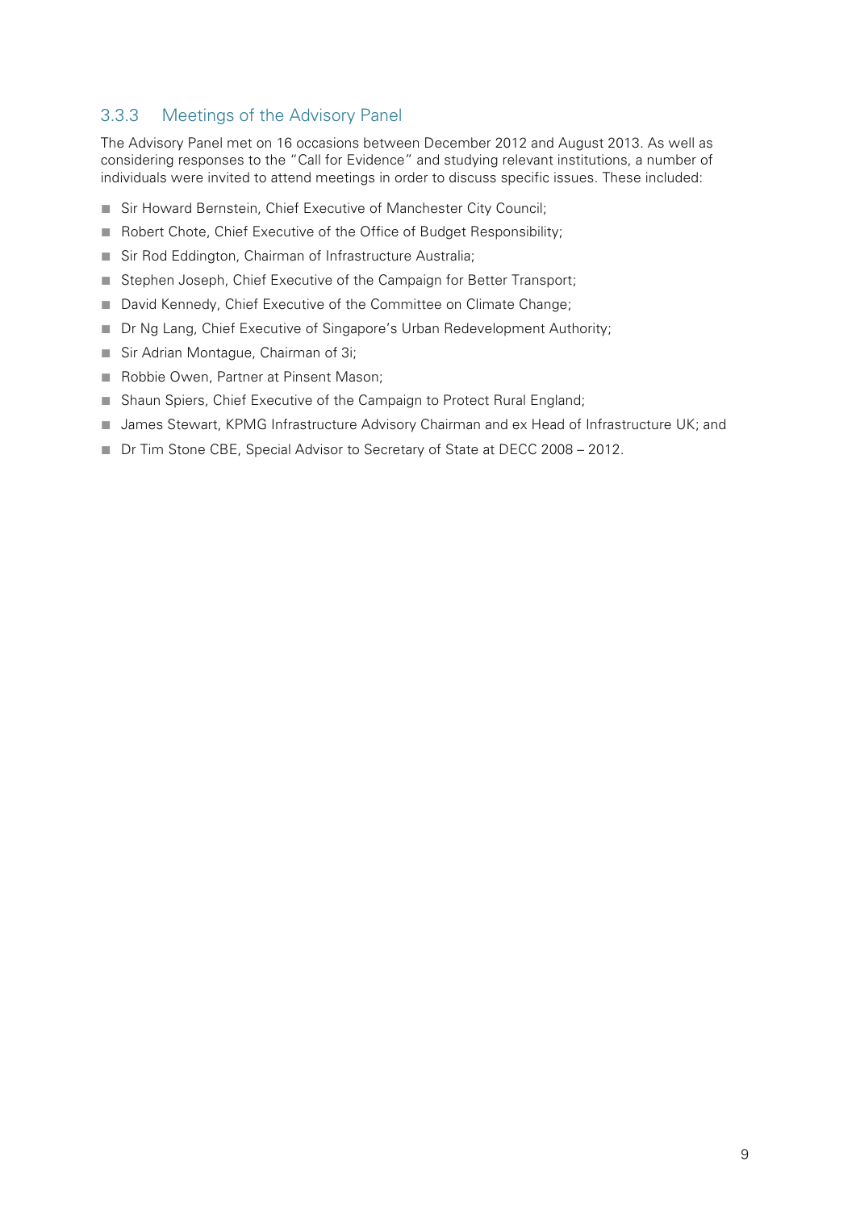### 3.3.3 Meetings of the Advisory Panel

The Advisory Panel met on 16 occasions between December 2012 and August 2013. As well as considering responses to the "Call for Evidence" and studying relevant institutions, a number of individuals were invited to attend meetings in order to discuss specific issues. These included:

- Sir Howard Bernstein, Chief Executive of Manchester City Council;
- Robert Chote, Chief Executive of the Office of Budget Responsibility;
- Sir Rod Eddington, Chairman of Infrastructure Australia;
- Stephen Joseph, Chief Executive of the Campaign for Better Transport;
- David Kennedy, Chief Executive of the Committee on Climate Change;
- Dr Ng Lang, Chief Executive of Singapore's Urban Redevelopment Authority;
- Sir Adrian Montague, Chairman of 3i;
- Robbie Owen, Partner at Pinsent Mason;
- Shaun Spiers, Chief Executive of the Campaign to Protect Rural England;
- James Stewart, KPMG Infrastructure Advisory Chairman and ex Head of Infrastructure UK; and
- Dr Tim Stone CBE, Special Advisor to Secretary of State at DECC 2008 – 2012.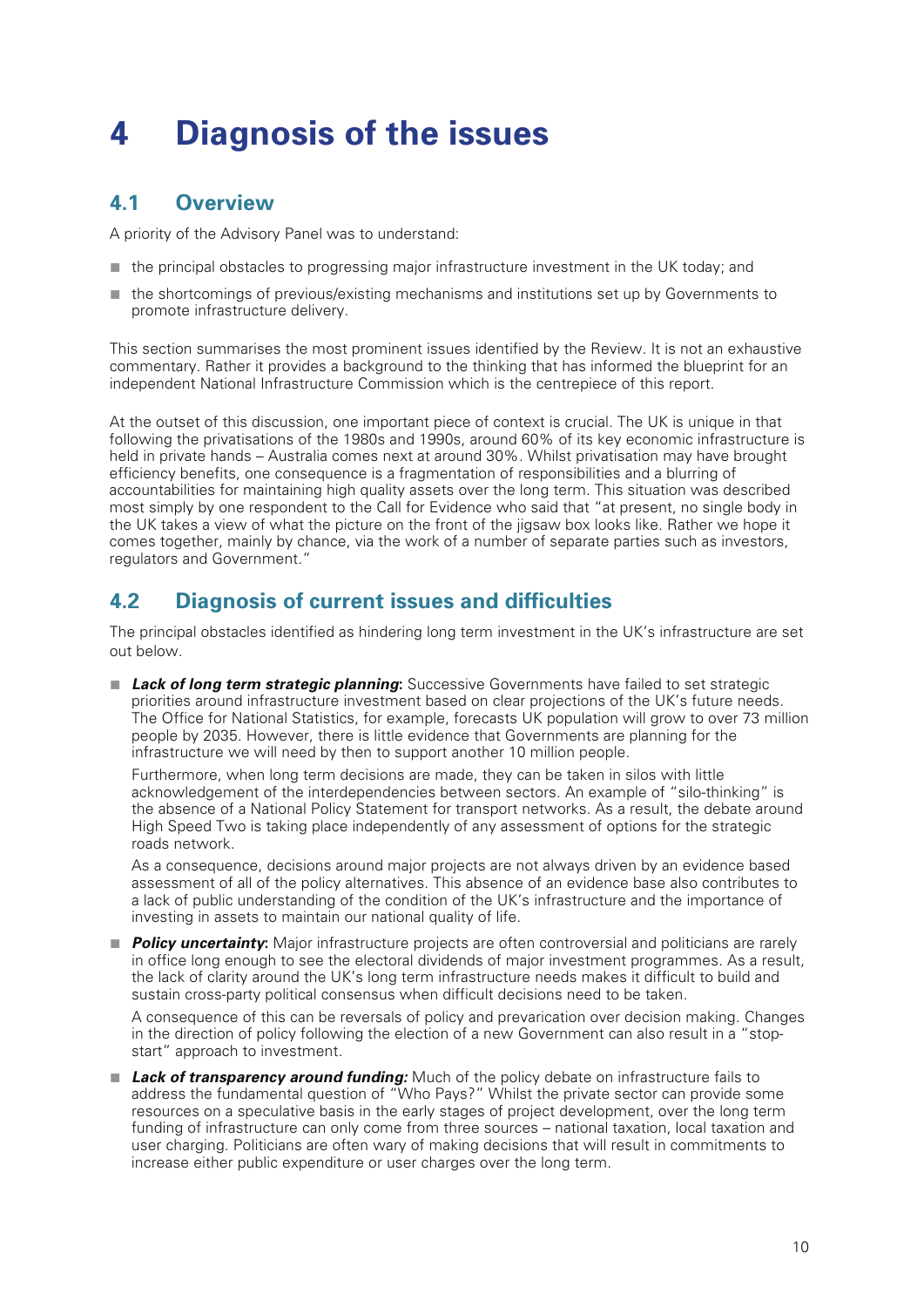# 4 Diagnosis of the issues

## 4.1 Overview

A priority of the Advisory Panel was to understand:

- the principal obstacles to progressing major infrastructure investment in the UK today; and
- the shortcomings of previous/existing mechanisms and institutions set up by Governments to promote infrastructure delivery.

This section summarises the most prominent issues identified by the Review. It is not an exhaustive commentary. Rather it provides a background to the thinking that has informed the blueprint for an independent National Infrastructure Commission which is the centrepiece of this report.

At the outset of this discussion, one important piece of context is crucial. The UK is unique in that following the privatisations of the 1980s and 1990s, around 60% of its key economic infrastructure is held in private hands – Australia comes next at around 30%. Whilst privatisation may have brought efficiency benefits, one consequence is a fragmentation of responsibilities and a blurring of accountabilities for maintaining high quality assets over the long term. This situation was described most simply by one respondent to the Call for Evidence who said that "at present, no single body in the UK takes a view of what the picture on the front of the jigsaw box looks like. Rather we hope it comes together, mainly by chance, via the work of a number of separate parties such as investors, regulators and Government."

## 4.2 Diagnosis of current issues and difficulties

The principal obstacles identified as hindering long term investment in the UK's infrastructure are set out below.

- ***Lack of long term strategic planning*:** Successive Governments have failed to set strategic priorities around infrastructure investment based on clear projections of the UK's future needs. The Office for National Statistics, for example, forecasts UK population will grow to over 73 million people by 2035. However, there is little evidence that Governments are planning for the infrastructure we will need by then to support another 10 million people.

  Furthermore, when long term decisions are made, they can be taken in silos with little acknowledgement of the interdependencies between sectors. An example of "silo-thinking" is the absence of a National Policy Statement for transport networks. As a result, the debate around High Speed Two is taking place independently of any assessment of options for the strategic roads network.

  As a consequence, decisions around major projects are not always driven by an evidence based assessment of all of the policy alternatives. This absence of an evidence base also contributes to a lack of public understanding of the condition of the UK's infrastructure and the importance of investing in assets to maintain our national quality of life.

- ***Policy uncertainty*:** Major infrastructure projects are often controversial and politicians are rarely in office long enough to see the electoral dividends of major investment programmes. As a result, the lack of clarity around the UK's long term infrastructure needs makes it difficult to build and sustain cross-party political consensus when difficult decisions need to be taken.

  A consequence of this can be reversals of policy and prevarication over decision making. Changes in the direction of policy following the election of a new Government can also result in a "stop-start" approach to investment.

- ***Lack of transparency around funding:*** Much of the policy debate on infrastructure fails to address the fundamental question of "Who Pays?" Whilst the private sector can provide some resources on a speculative basis in the early stages of project development, over the long term funding of infrastructure can only come from three sources – national taxation, local taxation and user charging. Politicians are often wary of making decisions that will result in commitments to increase either public expenditure or user charges over the long term.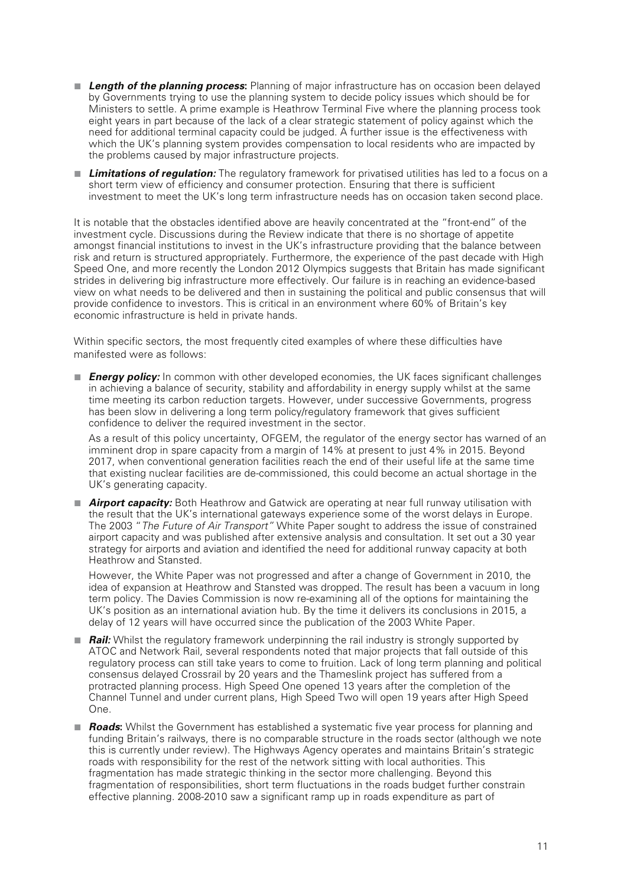- ***Length of the planning process*:** Planning of major infrastructure has on occasion been delayed by Governments trying to use the planning system to decide policy issues which should be for Ministers to settle. A prime example is Heathrow Terminal Five where the planning process took eight years in part because of the lack of a clear strategic statement of policy against which the need for additional terminal capacity could be judged. A further issue is the effectiveness with which the UK's planning system provides compensation to local residents who are impacted by the problems caused by major infrastructure projects.
- ***Limitations of regulation:*** The regulatory framework for privatised utilities has led to a focus on a short term view of efficiency and consumer protection. Ensuring that there is sufficient investment to meet the UK's long term infrastructure needs has on occasion taken second place.

It is notable that the obstacles identified above are heavily concentrated at the "front-end" of the investment cycle. Discussions during the Review indicate that there is no shortage of appetite amongst financial institutions to invest in the UK's infrastructure providing that the balance between risk and return is structured appropriately. Furthermore, the experience of the past decade with High Speed One, and more recently the London 2012 Olympics suggests that Britain has made significant strides in delivering big infrastructure more effectively. Our failure is in reaching an evidence-based view on what needs to be delivered and then in sustaining the political and public consensus that will provide confidence to investors. This is critical in an environment where 60% of Britain's key economic infrastructure is held in private hands.

Within specific sectors, the most frequently cited examples of where these difficulties have manifested were as follows:

- ***Energy policy:*** In common with other developed economies, the UK faces significant challenges in achieving a balance of security, stability and affordability in energy supply whilst at the same time meeting its carbon reduction targets. However, under successive Governments, progress has been slow in delivering a long term policy/regulatory framework that gives sufficient confidence to deliver the required investment in the sector.

  As a result of this policy uncertainty, OFGEM, the regulator of the energy sector has warned of an imminent drop in spare capacity from a margin of 14% at present to just 4% in 2015. Beyond 2017, when conventional generation facilities reach the end of their useful life at the same time that existing nuclear facilities are de-commissioned, this could become an actual shortage in the UK's generating capacity.

- ***Airport capacity:*** Both Heathrow and Gatwick are operating at near full runway utilisation with the result that the UK's international gateways experience some of the worst delays in Europe. The 2003 "*The Future of Air Transport"* White Paper sought to address the issue of constrained airport capacity and was published after extensive analysis and consultation. It set out a 30 year strategy for airports and aviation and identified the need for additional runway capacity at both Heathrow and Stansted.

  However, the White Paper was not progressed and after a change of Government in 2010, the idea of expansion at Heathrow and Stansted was dropped. The result has been a vacuum in long term policy. The Davies Commission is now re-examining all of the options for maintaining the UK's position as an international aviation hub. By the time it delivers its conclusions in 2015, a delay of 12 years will have occurred since the publication of the 2003 White Paper.

- ***Rail:*** Whilst the regulatory framework underpinning the rail industry is strongly supported by ATOC and Network Rail, several respondents noted that major projects that fall outside of this regulatory process can still take years to come to fruition. Lack of long term planning and political consensus delayed Crossrail by 20 years and the Thameslink project has suffered from a protracted planning process. High Speed One opened 13 years after the completion of the Channel Tunnel and under current plans, High Speed Two will open 19 years after High Speed One.
- ***Roads*:** Whilst the Government has established a systematic five year process for planning and funding Britain's railways, there is no comparable structure in the roads sector (although we note this is currently under review). The Highways Agency operates and maintains Britain's strategic roads with responsibility for the rest of the network sitting with local authorities. This fragmentation has made strategic thinking in the sector more challenging. Beyond this fragmentation of responsibilities, short term fluctuations in the roads budget further constrain effective planning. 2008-2010 saw a significant ramp up in roads expenditure as part of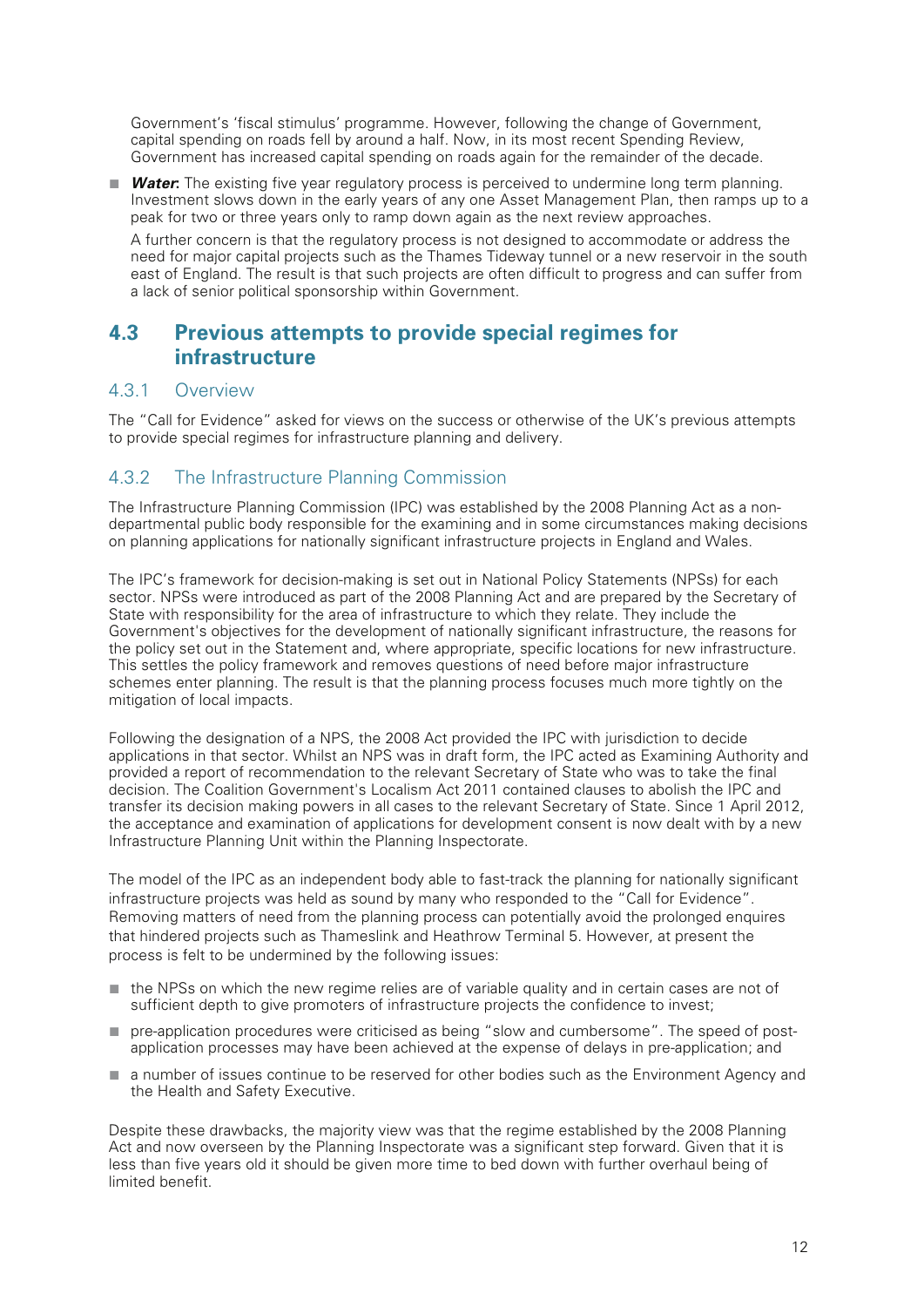Government's 'fiscal stimulus' programme. However, following the change of Government, capital spending on roads fell by around a half. Now, in its most recent Spending Review, Government has increased capital spending on roads again for the remainder of the decade.

- ***Water***: The existing five year regulatory process is perceived to undermine long term planning. Investment slows down in the early years of any one Asset Management Plan, then ramps up to a peak for two or three years only to ramp down again as the next review approaches.

  A further concern is that the regulatory process is not designed to accommodate or address the need for major capital projects such as the Thames Tideway tunnel or a new reservoir in the south east of England. The result is that such projects are often difficult to progress and can suffer from a lack of senior political sponsorship within Government.

## 4.3 Previous attempts to provide special regimes for infrastructure

### 4.3.1 Overview

The "Call for Evidence" asked for views on the success or otherwise of the UK's previous attempts to provide special regimes for infrastructure planning and delivery.

### 4.3.2 The Infrastructure Planning Commission

The Infrastructure Planning Commission (IPC) was established by the 2008 Planning Act as a non-departmental public body responsible for the examining and in some circumstances making decisions on planning applications for nationally significant infrastructure projects in England and Wales.

The IPC's framework for decision-making is set out in National Policy Statements (NPSs) for each sector. NPSs were introduced as part of the 2008 Planning Act and are prepared by the Secretary of State with responsibility for the area of infrastructure to which they relate. They include the Government's objectives for the development of nationally significant infrastructure, the reasons for the policy set out in the Statement and, where appropriate, specific locations for new infrastructure. This settles the policy framework and removes questions of need before major infrastructure schemes enter planning. The result is that the planning process focuses much more tightly on the mitigation of local impacts.

Following the designation of a NPS, the 2008 Act provided the IPC with jurisdiction to decide applications in that sector. Whilst an NPS was in draft form, the IPC acted as Examining Authority and provided a report of recommendation to the relevant Secretary of State who was to take the final decision. The Coalition Government's Localism Act 2011 contained clauses to abolish the IPC and transfer its decision making powers in all cases to the relevant Secretary of State. Since 1 April 2012, the acceptance and examination of applications for development consent is now dealt with by a new Infrastructure Planning Unit within the Planning Inspectorate.

The model of the IPC as an independent body able to fast-track the planning for nationally significant infrastructure projects was held as sound by many who responded to the "Call for Evidence". Removing matters of need from the planning process can potentially avoid the prolonged enquires that hindered projects such as Thameslink and Heathrow Terminal 5. However, at present the process is felt to be undermined by the following issues:

- the NPSs on which the new regime relies are of variable quality and in certain cases are not of sufficient depth to give promoters of infrastructure projects the confidence to invest;
- pre-application procedures were criticised as being "slow and cumbersome". The speed of post-application processes may have been achieved at the expense of delays in pre-application; and
- a number of issues continue to be reserved for other bodies such as the Environment Agency and the Health and Safety Executive.

Despite these drawbacks, the majority view was that the regime established by the 2008 Planning Act and now overseen by the Planning Inspectorate was a significant step forward. Given that it is less than five years old it should be given more time to bed down with further overhaul being of limited benefit.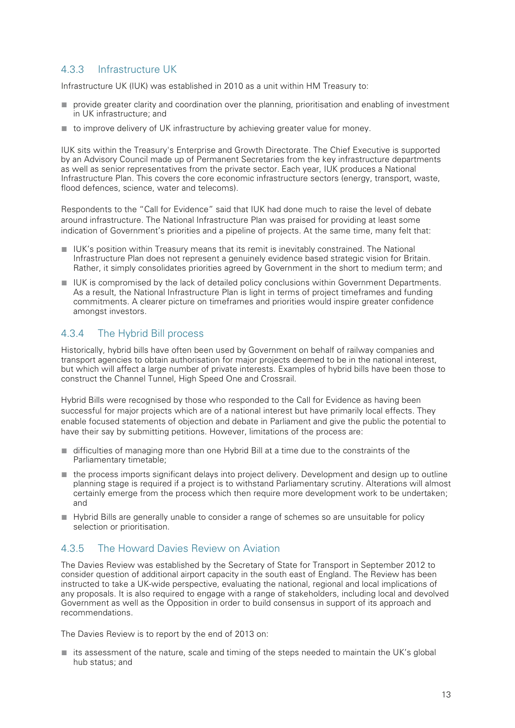### 4.3.3 Infrastructure UK

Infrastructure UK (IUK) was established in 2010 as a unit within HM Treasury to:

- provide greater clarity and coordination over the planning, prioritisation and enabling of investment in UK infrastructure; and
- to improve delivery of UK infrastructure by achieving greater value for money.

IUK sits within the Treasury's Enterprise and Growth Directorate. The Chief Executive is supported by an Advisory Council made up of Permanent Secretaries from the key infrastructure departments as well as senior representatives from the private sector. Each year, IUK produces a National Infrastructure Plan. This covers the core economic infrastructure sectors (energy, transport, waste, flood defences, science, water and telecoms).

Respondents to the "Call for Evidence" said that IUK had done much to raise the level of debate around infrastructure. The National Infrastructure Plan was praised for providing at least some indication of Government's priorities and a pipeline of projects. At the same time, many felt that:

- IUK's position within Treasury means that its remit is inevitably constrained. The National Infrastructure Plan does not represent a genuinely evidence based strategic vision for Britain. Rather, it simply consolidates priorities agreed by Government in the short to medium term; and
- IUK is compromised by the lack of detailed policy conclusions within Government Departments. As a result, the National Infrastructure Plan is light in terms of project timeframes and funding commitments. A clearer picture on timeframes and priorities would inspire greater confidence amongst investors.

### 4.3.4 The Hybrid Bill process

Historically, hybrid bills have often been used by Government on behalf of railway companies and transport agencies to obtain authorisation for major projects deemed to be in the national interest, but which will affect a large number of private interests. Examples of hybrid bills have been those to construct the Channel Tunnel, High Speed One and Crossrail.

Hybrid Bills were recognised by those who responded to the Call for Evidence as having been successful for major projects which are of a national interest but have primarily local effects. They enable focused statements of objection and debate in Parliament and give the public the potential to have their say by submitting petitions. However, limitations of the process are:

- difficulties of managing more than one Hybrid Bill at a time due to the constraints of the Parliamentary timetable;
- the process imports significant delays into project delivery. Development and design up to outline planning stage is required if a project is to withstand Parliamentary scrutiny. Alterations will almost certainly emerge from the process which then require more development work to be undertaken; and
- Hybrid Bills are generally unable to consider a range of schemes so are unsuitable for policy selection or prioritisation.

### 4.3.5 The Howard Davies Review on Aviation

The Davies Review was established by the Secretary of State for Transport in September 2012 to consider question of additional airport capacity in the south east of England. The Review has been instructed to take a UK-wide perspective, evaluating the national, regional and local implications of any proposals. It is also required to engage with a range of stakeholders, including local and devolved Government as well as the Opposition in order to build consensus in support of its approach and recommendations.

The Davies Review is to report by the end of 2013 on:

- its assessment of the nature, scale and timing of the steps needed to maintain the UK's global hub status; and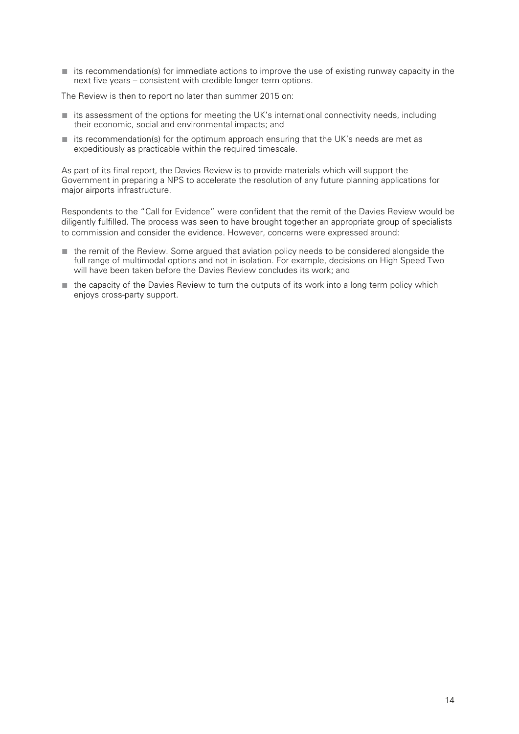- its recommendation(s) for immediate actions to improve the use of existing runway capacity in the next five years – consistent with credible longer term options.

The Review is then to report no later than summer 2015 on:

- its assessment of the options for meeting the UK's international connectivity needs, including their economic, social and environmental impacts; and
- its recommendation(s) for the optimum approach ensuring that the UK's needs are met as expeditiously as practicable within the required timescale.

As part of its final report, the Davies Review is to provide materials which will support the Government in preparing a NPS to accelerate the resolution of any future planning applications for major airports infrastructure.

Respondents to the "Call for Evidence" were confident that the remit of the Davies Review would be diligently fulfilled. The process was seen to have brought together an appropriate group of specialists to commission and consider the evidence. However, concerns were expressed around:

- the remit of the Review. Some argued that aviation policy needs to be considered alongside the full range of multimodal options and not in isolation. For example, decisions on High Speed Two will have been taken before the Davies Review concludes its work; and
- the capacity of the Davies Review to turn the outputs of its work into a long term policy which enjoys cross-party support.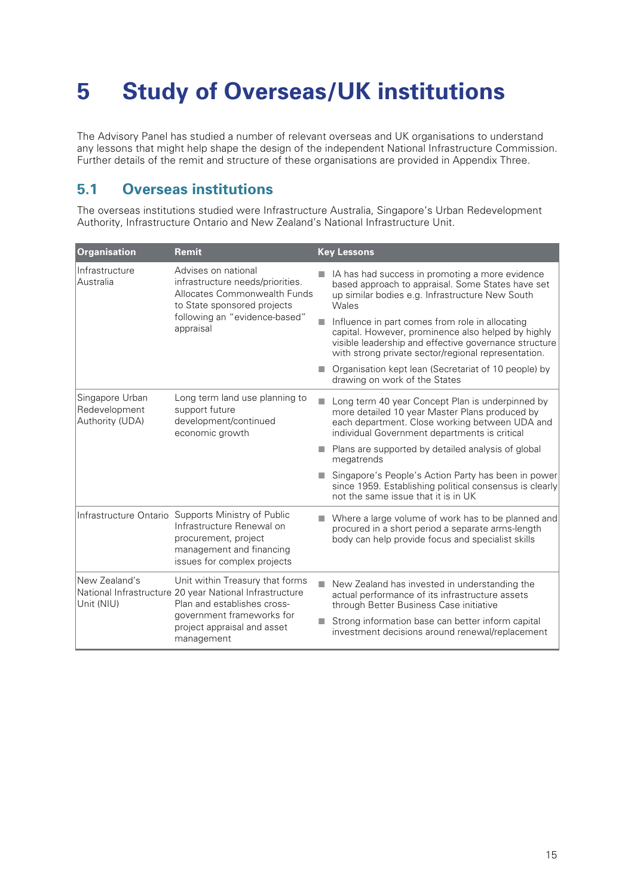# 5 Study of Overseas/UK institutions

The Advisory Panel has studied a number of relevant overseas and UK organisations to understand any lessons that might help shape the design of the independent National Infrastructure Commission. Further details of the remit and structure of these organisations are provided in Appendix Three.

## 5.1 Overseas institutions

The overseas institutions studied were Infrastructure Australia, Singapore's Urban Redevelopment Authority, Infrastructure Ontario and New Zealand's National Infrastructure Unit.

| Organisation | Remit | Key Lessons |
|---|---|---|
| Infrastructure Australia | Advises on national infrastructure needs/priorities. Allocates Commonwealth Funds to State sponsored projects following an "evidence-based" appraisal | ■ IA has had success in promoting a more evidence based approach to appraisal. Some States have set up similar bodies e.g. Infrastructure New South Wales<br>■ Influence in part comes from role in allocating capital. However, prominence also helped by highly visible leadership and effective governance structure with strong private sector/regional representation.<br>■ Organisation kept lean (Secretariat of 10 people) by drawing on work of the States |
| Singapore Urban Redevelopment Authority (UDA) | Long term land use planning to support future development/continued economic growth | ■ Long term 40 year Concept Plan is underpinned by more detailed 10 year Master Plans produced by each department. Close working between UDA and individual Government departments is critical<br>■ Plans are supported by detailed analysis of global megatrends<br>■ Singapore's People's Action Party has been in power since 1959. Establishing political consensus is clearly not the same issue that it is in UK |
| Infrastructure Ontario | Supports Ministry of Public Infrastructure Renewal on procurement, project management and financing issues for complex projects | ■ Where a large volume of work has to be planned and procured in a short period a separate arms-length body can help provide focus and specialist skills |
| New Zealand's National Infrastructure Unit (NIU) | Unit within Treasury that forms 20 year National Infrastructure Plan and establishes cross-government frameworks for project appraisal and asset management | ■ New Zealand has invested in understanding the actual performance of its infrastructure assets through Better Business Case initiative<br>■ Strong information base can better inform capital investment decisions around renewal/replacement |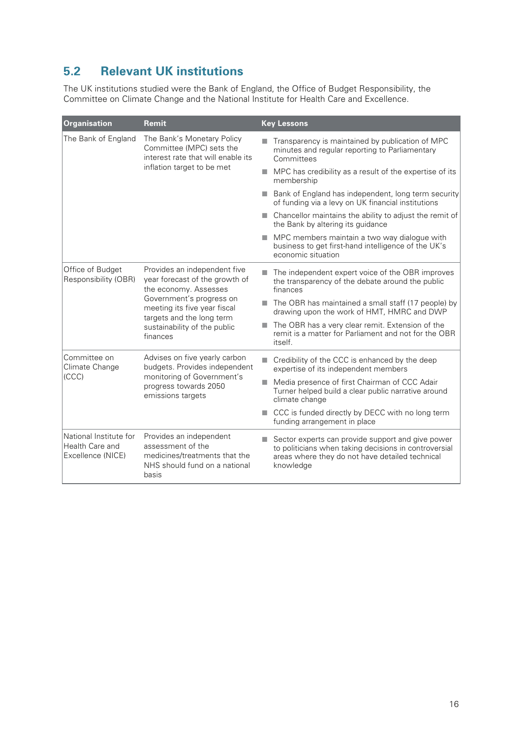## 5.2 Relevant UK institutions

The UK institutions studied were the Bank of England, the Office of Budget Responsibility, the Committee on Climate Change and the National Institute for Health Care and Excellence.

| Organisation | Remit | Key Lessons |
|---|---|---|
| The Bank of England | The Bank's Monetary Policy Committee (MPC) sets the interest rate that will enable its inflation target to be met | ■ Transparency is maintained by publication of MPC minutes and regular reporting to Parliamentary Committees<br>■ MPC has credibility as a result of the expertise of its membership<br>■ Bank of England has independent, long term security of funding via a levy on UK financial institutions<br>■ Chancellor maintains the ability to adjust the remit of the Bank by altering its guidance<br>■ MPC members maintain a two way dialogue with business to get first-hand intelligence of the UK's economic situation |
| Office of Budget Responsibility (OBR) | Provides an independent five year forecast of the growth of the economy. Assesses Government's progress on meeting its five year fiscal targets and the long term sustainability of the public finances | ■ The independent expert voice of the OBR improves the transparency of the debate around the public finances<br>■ The OBR has maintained a small staff (17 people) by drawing upon the work of HMT, HMRC and DWP<br>■ The OBR has a very clear remit. Extension of the remit is a matter for Parliament and not for the OBR itself. |
| Committee on Climate Change (CCC) | Advises on five yearly carbon budgets. Provides independent monitoring of Government's progress towards 2050 emissions targets | ■ Credibility of the CCC is enhanced by the deep expertise of its independent members<br>■ Media presence of first Chairman of CCC Adair Turner helped build a clear public narrative around climate change<br>■ CCC is funded directly by DECC with no long term funding arrangement in place |
| National Institute for Health Care and Excellence (NICE) | Provides an independent assessment of the medicines/treatments that the NHS should fund on a national basis | ■ Sector experts can provide support and give power to politicians when taking decisions in controversial areas where they do not have detailed technical knowledge |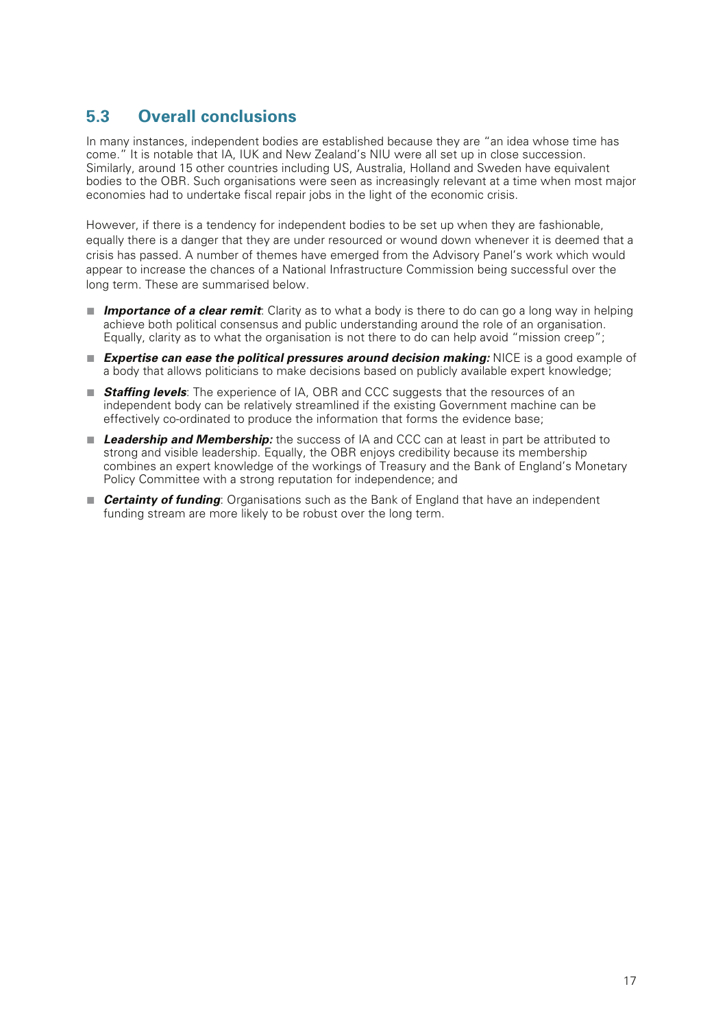## 5.3 Overall conclusions

In many instances, independent bodies are established because they are "an idea whose time has come." It is notable that IA, IUK and New Zealand's NIU were all set up in close succession. Similarly, around 15 other countries including US, Australia, Holland and Sweden have equivalent bodies to the OBR. Such organisations were seen as increasingly relevant at a time when most major economies had to undertake fiscal repair jobs in the light of the economic crisis.

However, if there is a tendency for independent bodies to be set up when they are fashionable, equally there is a danger that they are under resourced or wound down whenever it is deemed that a crisis has passed. A number of themes have emerged from the Advisory Panel's work which would appear to increase the chances of a National Infrastructure Commission being successful over the long term. These are summarised below.

- ***Importance of a clear remit***: Clarity as to what a body is there to do can go a long way in helping achieve both political consensus and public understanding around the role of an organisation. Equally, clarity as to what the organisation is not there to do can help avoid "mission creep";
- ***Expertise can ease the political pressures around decision making:*** NICE is a good example of a body that allows politicians to make decisions based on publicly available expert knowledge;
- ***Staffing levels***: The experience of IA, OBR and CCC suggests that the resources of an independent body can be relatively streamlined if the existing Government machine can be effectively co-ordinated to produce the information that forms the evidence base;
- ***Leadership and Membership:*** the success of IA and CCC can at least in part be attributed to strong and visible leadership. Equally, the OBR enjoys credibility because its membership combines an expert knowledge of the workings of Treasury and the Bank of England's Monetary Policy Committee with a strong reputation for independence; and
- ***Certainty of funding***: Organisations such as the Bank of England that have an independent funding stream are more likely to be robust over the long term.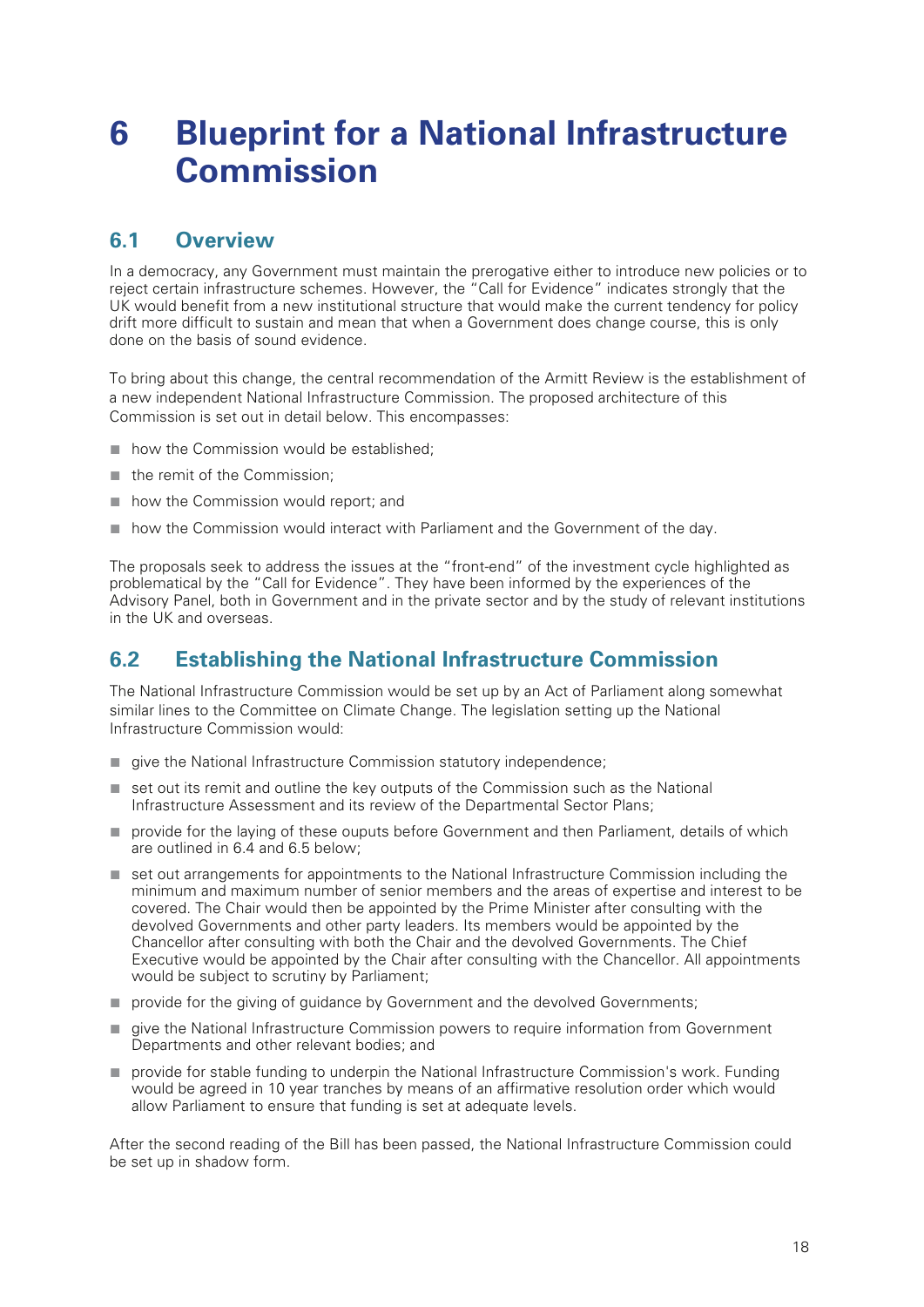# 6 Blueprint for a National Infrastructure Commission

## 6.1 Overview

In a democracy, any Government must maintain the prerogative either to introduce new policies or to reject certain infrastructure schemes. However, the "Call for Evidence" indicates strongly that the UK would benefit from a new institutional structure that would make the current tendency for policy drift more difficult to sustain and mean that when a Government does change course, this is only done on the basis of sound evidence.

To bring about this change, the central recommendation of the Armitt Review is the establishment of a new independent National Infrastructure Commission. The proposed architecture of this Commission is set out in detail below. This encompasses:

- how the Commission would be established;
- the remit of the Commission;
- how the Commission would report; and
- how the Commission would interact with Parliament and the Government of the day.

The proposals seek to address the issues at the "front-end" of the investment cycle highlighted as problematical by the "Call for Evidence". They have been informed by the experiences of the Advisory Panel, both in Government and in the private sector and by the study of relevant institutions in the UK and overseas.

## 6.2 Establishing the National Infrastructure Commission

The National Infrastructure Commission would be set up by an Act of Parliament along somewhat similar lines to the Committee on Climate Change. The legislation setting up the National Infrastructure Commission would:

- give the National Infrastructure Commission statutory independence;
- set out its remit and outline the key outputs of the Commission such as the National Infrastructure Assessment and its review of the Departmental Sector Plans;
- provide for the laying of these ouputs before Government and then Parliament, details of which are outlined in 6.4 and 6.5 below;
- set out arrangements for appointments to the National Infrastructure Commission including the minimum and maximum number of senior members and the areas of expertise and interest to be covered. The Chair would then be appointed by the Prime Minister after consulting with the devolved Governments and other party leaders. Its members would be appointed by the Chancellor after consulting with both the Chair and the devolved Governments. The Chief Executive would be appointed by the Chair after consulting with the Chancellor. All appointments would be subject to scrutiny by Parliament;
- provide for the giving of guidance by Government and the devolved Governments;
- give the National Infrastructure Commission powers to require information from Government Departments and other relevant bodies; and
- provide for stable funding to underpin the National Infrastructure Commission's work. Funding would be agreed in 10 year tranches by means of an affirmative resolution order which would allow Parliament to ensure that funding is set at adequate levels.

After the second reading of the Bill has been passed, the National Infrastructure Commission could be set up in shadow form.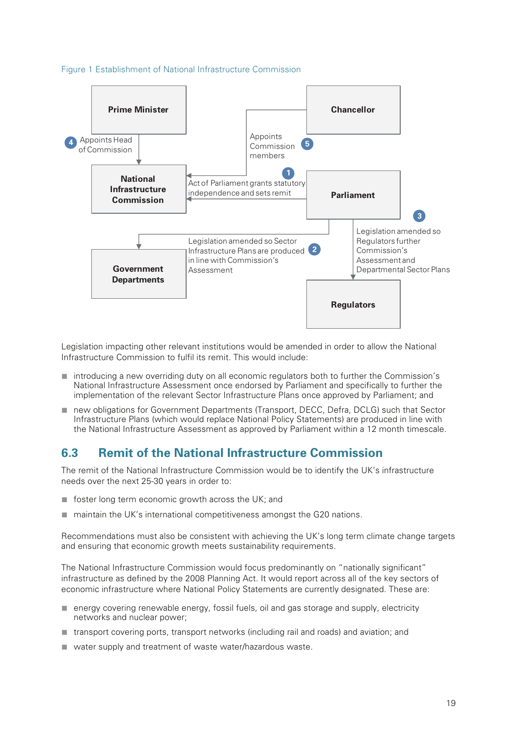Figure 1 Establishment of National Infrastructure Commission

**Prime Minister**

4 Appoints Head of Commission

**Chancellor**

Appoints Commission members 5

**National Infrastructure Commission**

1 Act of Parliament grants statutory independence and sets remit

**Parliament**

3 Legislation amended so Regulators further Commission's Assessment and Departmental Sector Plans

Legislation amended so Sector Infrastructure Plans are produced in line with Commission's Assessment 2

**Government Departments**

**Regulators**

Legislation impacting other relevant institutions would be amended in order to allow the National Infrastructure Commission to fulfil its remit. This would include:

- introducing a new overriding duty on all economic regulators both to further the Commission's National Infrastructure Assessment once endorsed by Parliament and specifically to further the implementation of the relevant Sector Infrastructure Plans once approved by Parliament; and
- new obligations for Government Departments (Transport, DECC, Defra, DCLG) such that Sector Infrastructure Plans (which would replace National Policy Statements) are produced in line with the National Infrastructure Assessment as approved by Parliament within a 12 month timescale.

## 6.3 Remit of the National Infrastructure Commission

The remit of the National Infrastructure Commission would be to identify the UK's infrastructure needs over the next 25-30 years in order to:

- foster long term economic growth across the UK; and
- maintain the UK's international competitiveness amongst the G20 nations.

Recommendations must also be consistent with achieving the UK's long term climate change targets and ensuring that economic growth meets sustainability requirements.

The National Infrastructure Commission would focus predominantly on "nationally significant" infrastructure as defined by the 2008 Planning Act. It would report across all of the key sectors of economic infrastructure where National Policy Statements are currently designated. These are:

- energy covering renewable energy, fossil fuels, oil and gas storage and supply, electricity networks and nuclear power;
- transport covering ports, transport networks (including rail and roads) and aviation; and
- water supply and treatment of waste water/hazardous waste.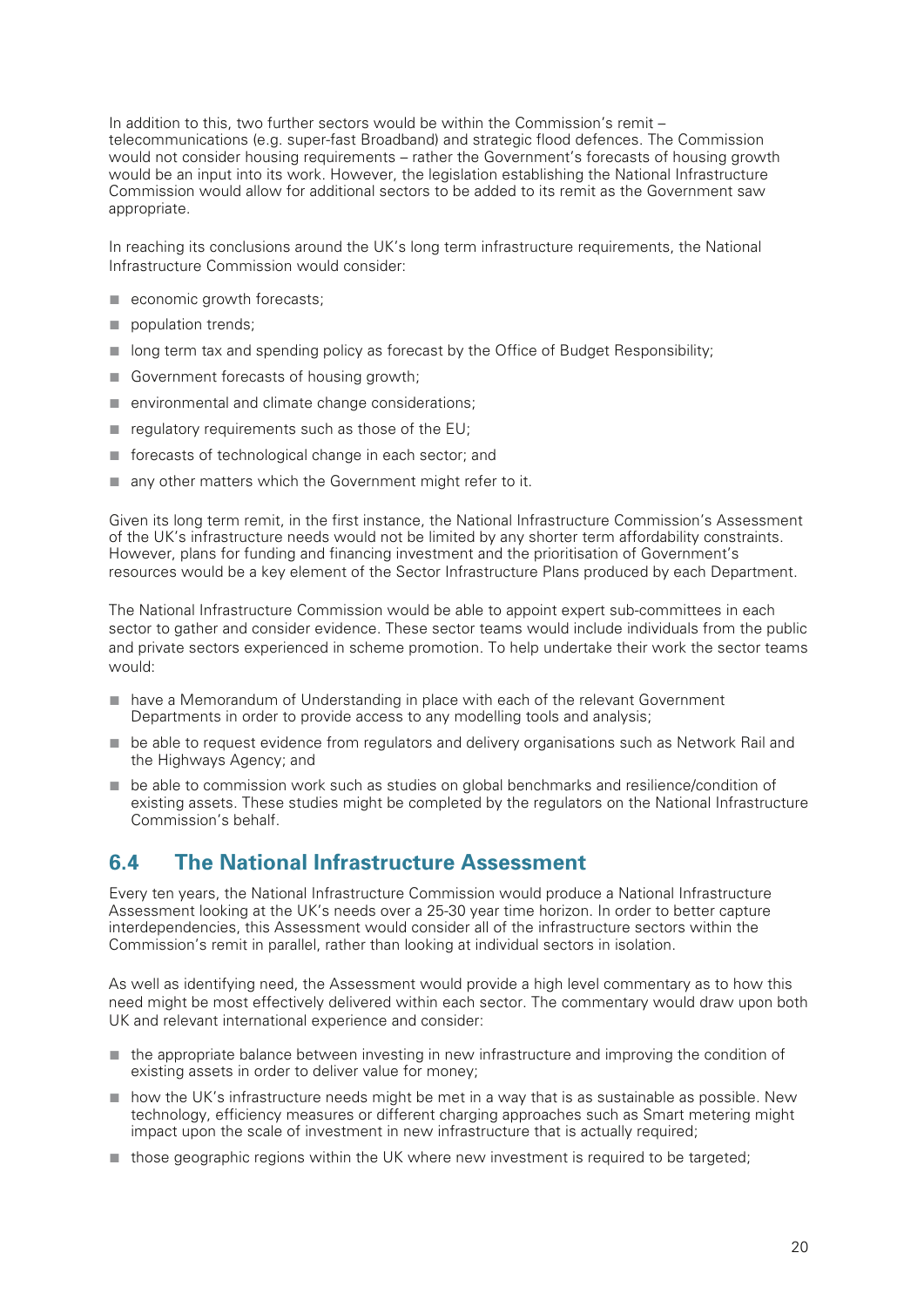In addition to this, two further sectors would be within the Commission's remit – telecommunications (e.g. super-fast Broadband) and strategic flood defences. The Commission would not consider housing requirements – rather the Government's forecasts of housing growth would be an input into its work. However, the legislation establishing the National Infrastructure Commission would allow for additional sectors to be added to its remit as the Government saw appropriate.

In reaching its conclusions around the UK's long term infrastructure requirements, the National Infrastructure Commission would consider:

- economic growth forecasts;
- population trends;
- long term tax and spending policy as forecast by the Office of Budget Responsibility;
- Government forecasts of housing growth;
- environmental and climate change considerations;
- regulatory requirements such as those of the EU;
- forecasts of technological change in each sector; and
- any other matters which the Government might refer to it.

Given its long term remit, in the first instance, the National Infrastructure Commission's Assessment of the UK's infrastructure needs would not be limited by any shorter term affordability constraints. However, plans for funding and financing investment and the prioritisation of Government's resources would be a key element of the Sector Infrastructure Plans produced by each Department.

The National Infrastructure Commission would be able to appoint expert sub-committees in each sector to gather and consider evidence. These sector teams would include individuals from the public and private sectors experienced in scheme promotion. To help undertake their work the sector teams would:

- have a Memorandum of Understanding in place with each of the relevant Government Departments in order to provide access to any modelling tools and analysis;
- be able to request evidence from regulators and delivery organisations such as Network Rail and the Highways Agency; and
- be able to commission work such as studies on global benchmarks and resilience/condition of existing assets. These studies might be completed by the regulators on the National Infrastructure Commission's behalf.

## 6.4 The National Infrastructure Assessment

Every ten years, the National Infrastructure Commission would produce a National Infrastructure Assessment looking at the UK's needs over a 25-30 year time horizon. In order to better capture interdependencies, this Assessment would consider all of the infrastructure sectors within the Commission's remit in parallel, rather than looking at individual sectors in isolation.

As well as identifying need, the Assessment would provide a high level commentary as to how this need might be most effectively delivered within each sector. The commentary would draw upon both UK and relevant international experience and consider:

- the appropriate balance between investing in new infrastructure and improving the condition of existing assets in order to deliver value for money;
- how the UK's infrastructure needs might be met in a way that is as sustainable as possible. New technology, efficiency measures or different charging approaches such as Smart metering might impact upon the scale of investment in new infrastructure that is actually required;
- those geographic regions within the UK where new investment is required to be targeted;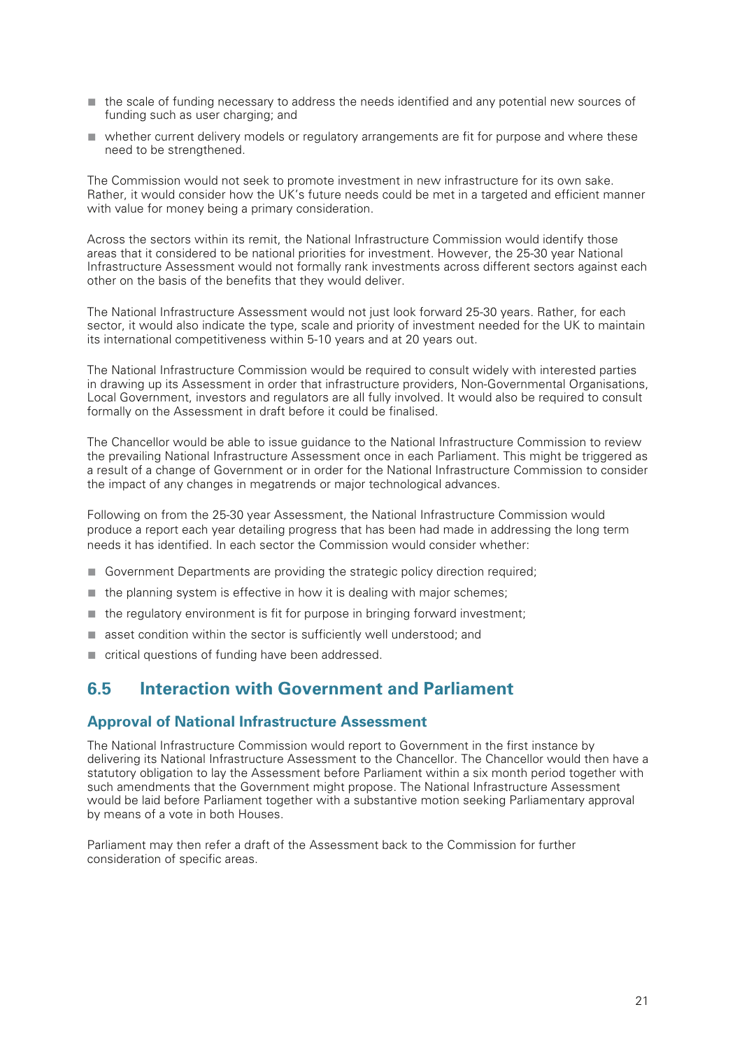- the scale of funding necessary to address the needs identified and any potential new sources of funding such as user charging; and
- whether current delivery models or regulatory arrangements are fit for purpose and where these need to be strengthened.

The Commission would not seek to promote investment in new infrastructure for its own sake. Rather, it would consider how the UK's future needs could be met in a targeted and efficient manner with value for money being a primary consideration.

Across the sectors within its remit, the National Infrastructure Commission would identify those areas that it considered to be national priorities for investment. However, the 25-30 year National Infrastructure Assessment would not formally rank investments across different sectors against each other on the basis of the benefits that they would deliver.

The National Infrastructure Assessment would not just look forward 25-30 years. Rather, for each sector, it would also indicate the type, scale and priority of investment needed for the UK to maintain its international competitiveness within 5-10 years and at 20 years out.

The National Infrastructure Commission would be required to consult widely with interested parties in drawing up its Assessment in order that infrastructure providers, Non-Governmental Organisations, Local Government, investors and regulators are all fully involved. It would also be required to consult formally on the Assessment in draft before it could be finalised.

The Chancellor would be able to issue guidance to the National Infrastructure Commission to review the prevailing National Infrastructure Assessment once in each Parliament. This might be triggered as a result of a change of Government or in order for the National Infrastructure Commission to consider the impact of any changes in megatrends or major technological advances.

Following on from the 25-30 year Assessment, the National Infrastructure Commission would produce a report each year detailing progress that has been had made in addressing the long term needs it has identified. In each sector the Commission would consider whether:

- Government Departments are providing the strategic policy direction required;
- the planning system is effective in how it is dealing with major schemes;
- the regulatory environment is fit for purpose in bringing forward investment;
- asset condition within the sector is sufficiently well understood; and
- critical questions of funding have been addressed.

## 6.5 Interaction with Government and Parliament

### Approval of National Infrastructure Assessment

The National Infrastructure Commission would report to Government in the first instance by delivering its National Infrastructure Assessment to the Chancellor. The Chancellor would then have a statutory obligation to lay the Assessment before Parliament within a six month period together with such amendments that the Government might propose. The National Infrastructure Assessment would be laid before Parliament together with a substantive motion seeking Parliamentary approval by means of a vote in both Houses.

Parliament may then refer a draft of the Assessment back to the Commission for further consideration of specific areas.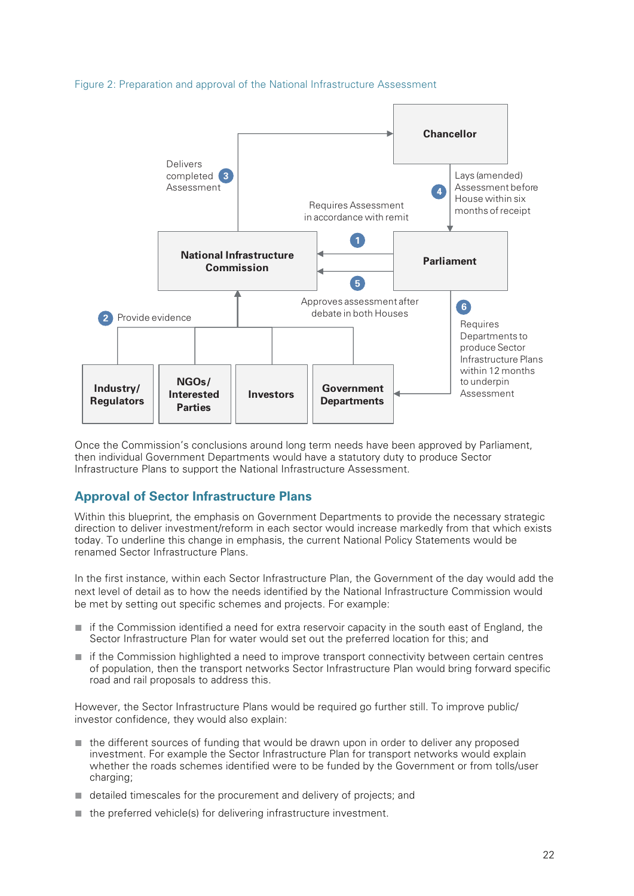Figure 2: Preparation and approval of the National Infrastructure Assessment

Once the Commission's conclusions around long term needs have been approved by Parliament, then individual Government Departments would have a statutory duty to produce Sector Infrastructure Plans to support the National Infrastructure Assessment.

## Approval of Sector Infrastructure Plans

Within this blueprint, the emphasis on Government Departments to provide the necessary strategic direction to deliver investment/reform in each sector would increase markedly from that which exists today. To underline this change in emphasis, the current National Policy Statements would be renamed Sector Infrastructure Plans.

In the first instance, within each Sector Infrastructure Plan, the Government of the day would add the next level of detail as to how the needs identified by the National Infrastructure Commission would be met by setting out specific schemes and projects. For example:

- if the Commission identified a need for extra reservoir capacity in the south east of England, the Sector Infrastructure Plan for water would set out the preferred location for this; and
- if the Commission highlighted a need to improve transport connectivity between certain centres of population, then the transport networks Sector Infrastructure Plan would bring forward specific road and rail proposals to address this.

However, the Sector Infrastructure Plans would be required go further still. To improve public/investor confidence, they would also explain:

- the different sources of funding that would be drawn upon in order to deliver any proposed investment. For example the Sector Infrastructure Plan for transport networks would explain whether the roads schemes identified were to be funded by the Government or from tolls/user charging;
- detailed timescales for the procurement and delivery of projects; and
- the preferred vehicle(s) for delivering infrastructure investment.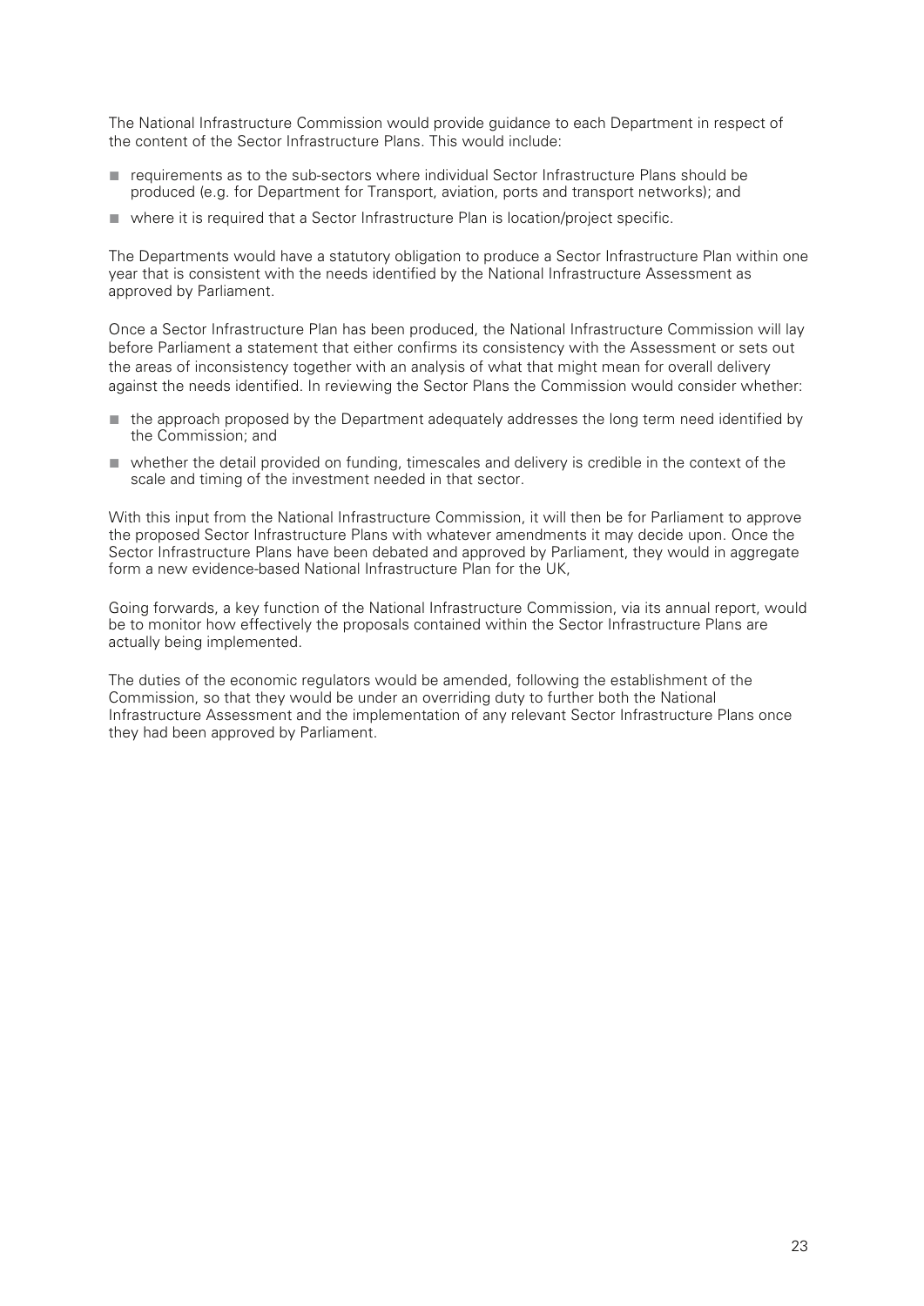The National Infrastructure Commission would provide guidance to each Department in respect of the content of the Sector Infrastructure Plans. This would include:

- requirements as to the sub-sectors where individual Sector Infrastructure Plans should be produced (e.g. for Department for Transport, aviation, ports and transport networks); and
- where it is required that a Sector Infrastructure Plan is location/project specific.

The Departments would have a statutory obligation to produce a Sector Infrastructure Plan within one year that is consistent with the needs identified by the National Infrastructure Assessment as approved by Parliament.

Once a Sector Infrastructure Plan has been produced, the National Infrastructure Commission will lay before Parliament a statement that either confirms its consistency with the Assessment or sets out the areas of inconsistency together with an analysis of what that might mean for overall delivery against the needs identified. In reviewing the Sector Plans the Commission would consider whether:

- the approach proposed by the Department adequately addresses the long term need identified by the Commission; and
- whether the detail provided on funding, timescales and delivery is credible in the context of the scale and timing of the investment needed in that sector.

With this input from the National Infrastructure Commission, it will then be for Parliament to approve the proposed Sector Infrastructure Plans with whatever amendments it may decide upon. Once the Sector Infrastructure Plans have been debated and approved by Parliament, they would in aggregate form a new evidence-based National Infrastructure Plan for the UK,

Going forwards, a key function of the National Infrastructure Commission, via its annual report, would be to monitor how effectively the proposals contained within the Sector Infrastructure Plans are actually being implemented.

The duties of the economic regulators would be amended, following the establishment of the Commission, so that they would be under an overriding duty to further both the National Infrastructure Assessment and the implementation of any relevant Sector Infrastructure Plans once they had been approved by Parliament.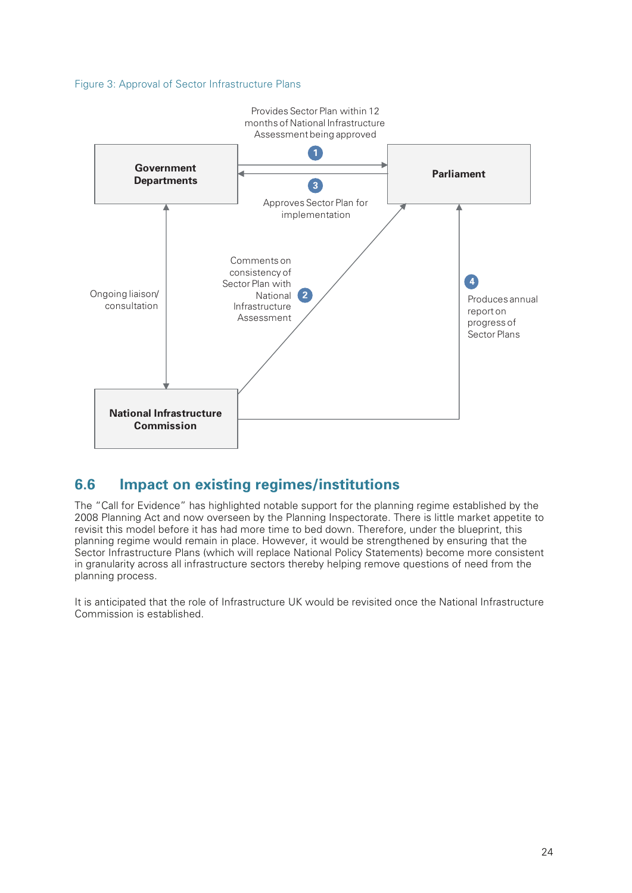Figure 3: Approval of Sector Infrastructure Plans

Government Departments

Parliament

National Infrastructure Commission

1 Provides Sector Plan within 12 months of National Infrastructure Assessment being approved

2 Comments on consistency of Sector Plan with National Infrastructure Assessment

3 Approves Sector Plan for implementation

4 Produces annual report on progress of Sector Plans

Ongoing liaison/ consultation

## 6.6 Impact on existing regimes/institutions

The "Call for Evidence" has highlighted notable support for the planning regime established by the 2008 Planning Act and now overseen by the Planning Inspectorate. There is little market appetite to revisit this model before it has had more time to bed down. Therefore, under the blueprint, this planning regime would remain in place. However, it would be strengthened by ensuring that the Sector Infrastructure Plans (which will replace National Policy Statements) become more consistent in granularity across all infrastructure sectors thereby helping remove questions of need from the planning process.

It is anticipated that the role of Infrastructure UK would be revisited once the National Infrastructure Commission is established.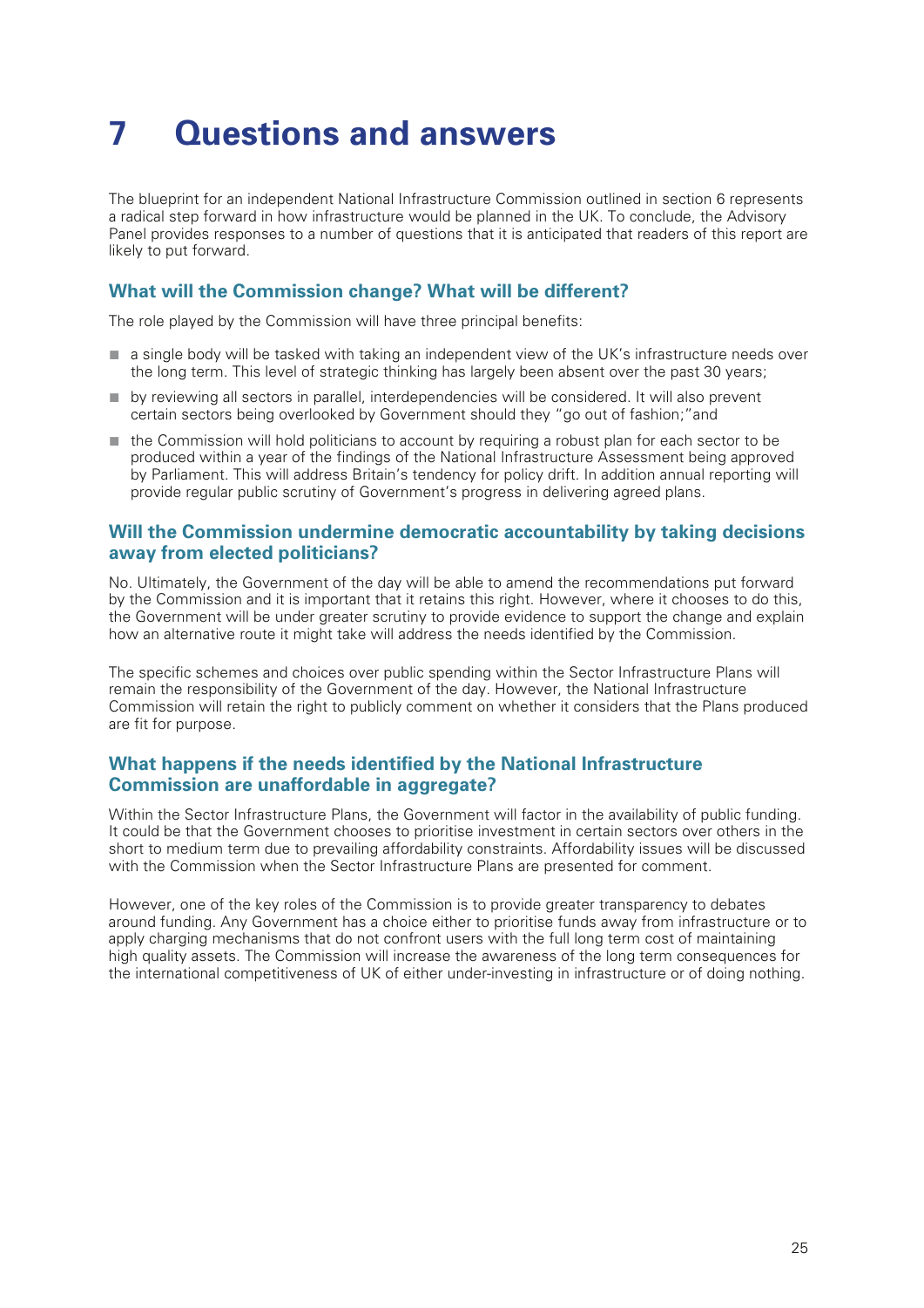# 7 Questions and answers

The blueprint for an independent National Infrastructure Commission outlined in section 6 represents a radical step forward in how infrastructure would be planned in the UK. To conclude, the Advisory Panel provides responses to a number of questions that it is anticipated that readers of this report are likely to put forward.

### What will the Commission change? What will be different?

The role played by the Commission will have three principal benefits:

- a single body will be tasked with taking an independent view of the UK's infrastructure needs over the long term. This level of strategic thinking has largely been absent over the past 30 years;
- by reviewing all sectors in parallel, interdependencies will be considered. It will also prevent certain sectors being overlooked by Government should they "go out of fashion;"and
- the Commission will hold politicians to account by requiring a robust plan for each sector to be produced within a year of the findings of the National Infrastructure Assessment being approved by Parliament. This will address Britain's tendency for policy drift. In addition annual reporting will provide regular public scrutiny of Government's progress in delivering agreed plans.

### Will the Commission undermine democratic accountability by taking decisions away from elected politicians?

No. Ultimately, the Government of the day will be able to amend the recommendations put forward by the Commission and it is important that it retains this right. However, where it chooses to do this, the Government will be under greater scrutiny to provide evidence to support the change and explain how an alternative route it might take will address the needs identified by the Commission.

The specific schemes and choices over public spending within the Sector Infrastructure Plans will remain the responsibility of the Government of the day. However, the National Infrastructure Commission will retain the right to publicly comment on whether it considers that the Plans produced are fit for purpose.

### What happens if the needs identified by the National Infrastructure Commission are unaffordable in aggregate?

Within the Sector Infrastructure Plans, the Government will factor in the availability of public funding. It could be that the Government chooses to prioritise investment in certain sectors over others in the short to medium term due to prevailing affordability constraints. Affordability issues will be discussed with the Commission when the Sector Infrastructure Plans are presented for comment.

However, one of the key roles of the Commission is to provide greater transparency to debates around funding. Any Government has a choice either to prioritise funds away from infrastructure or to apply charging mechanisms that do not confront users with the full long term cost of maintaining high quality assets. The Commission will increase the awareness of the long term consequences for the international competitiveness of UK of either under-investing in infrastructure or of doing nothing.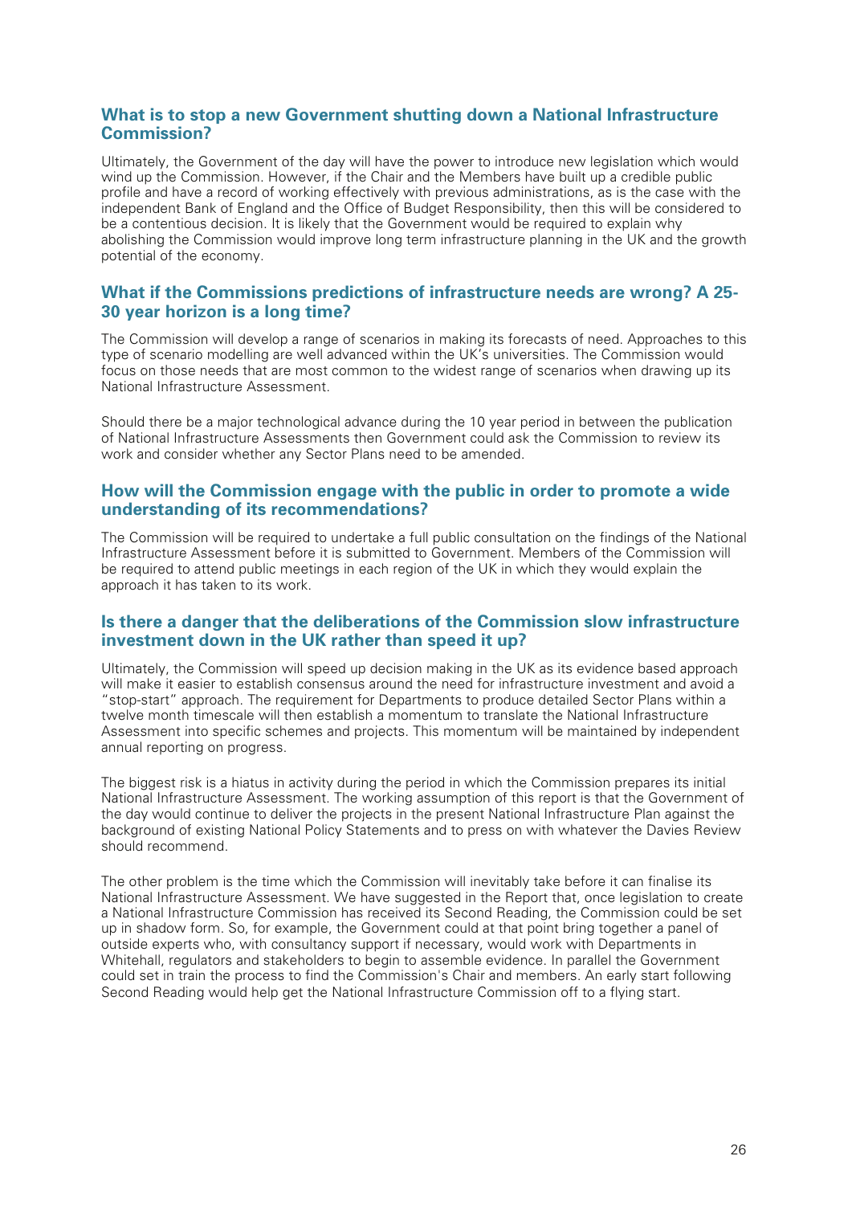### What is to stop a new Government shutting down a National Infrastructure Commission?

Ultimately, the Government of the day will have the power to introduce new legislation which would wind up the Commission. However, if the Chair and the Members have built up a credible public profile and have a record of working effectively with previous administrations, as is the case with the independent Bank of England and the Office of Budget Responsibility, then this will be considered to be a contentious decision. It is likely that the Government would be required to explain why abolishing the Commission would improve long term infrastructure planning in the UK and the growth potential of the economy.

### What if the Commissions predictions of infrastructure needs are wrong? A 25-30 year horizon is a long time?

The Commission will develop a range of scenarios in making its forecasts of need. Approaches to this type of scenario modelling are well advanced within the UK's universities. The Commission would focus on those needs that are most common to the widest range of scenarios when drawing up its National Infrastructure Assessment.

Should there be a major technological advance during the 10 year period in between the publication of National Infrastructure Assessments then Government could ask the Commission to review its work and consider whether any Sector Plans need to be amended.

### How will the Commission engage with the public in order to promote a wide understanding of its recommendations?

The Commission will be required to undertake a full public consultation on the findings of the National Infrastructure Assessment before it is submitted to Government. Members of the Commission will be required to attend public meetings in each region of the UK in which they would explain the approach it has taken to its work.

### Is there a danger that the deliberations of the Commission slow infrastructure investment down in the UK rather than speed it up?

Ultimately, the Commission will speed up decision making in the UK as its evidence based approach will make it easier to establish consensus around the need for infrastructure investment and avoid a "stop-start" approach. The requirement for Departments to produce detailed Sector Plans within a twelve month timescale will then establish a momentum to translate the National Infrastructure Assessment into specific schemes and projects. This momentum will be maintained by independent annual reporting on progress.

The biggest risk is a hiatus in activity during the period in which the Commission prepares its initial National Infrastructure Assessment. The working assumption of this report is that the Government of the day would continue to deliver the projects in the present National Infrastructure Plan against the background of existing National Policy Statements and to press on with whatever the Davies Review should recommend.

The other problem is the time which the Commission will inevitably take before it can finalise its National Infrastructure Assessment. We have suggested in the Report that, once legislation to create a National Infrastructure Commission has received its Second Reading, the Commission could be set up in shadow form. So, for example, the Government could at that point bring together a panel of outside experts who, with consultancy support if necessary, would work with Departments in Whitehall, regulators and stakeholders to begin to assemble evidence. In parallel the Government could set in train the process to find the Commission's Chair and members. An early start following Second Reading would help get the National Infrastructure Commission off to a flying start.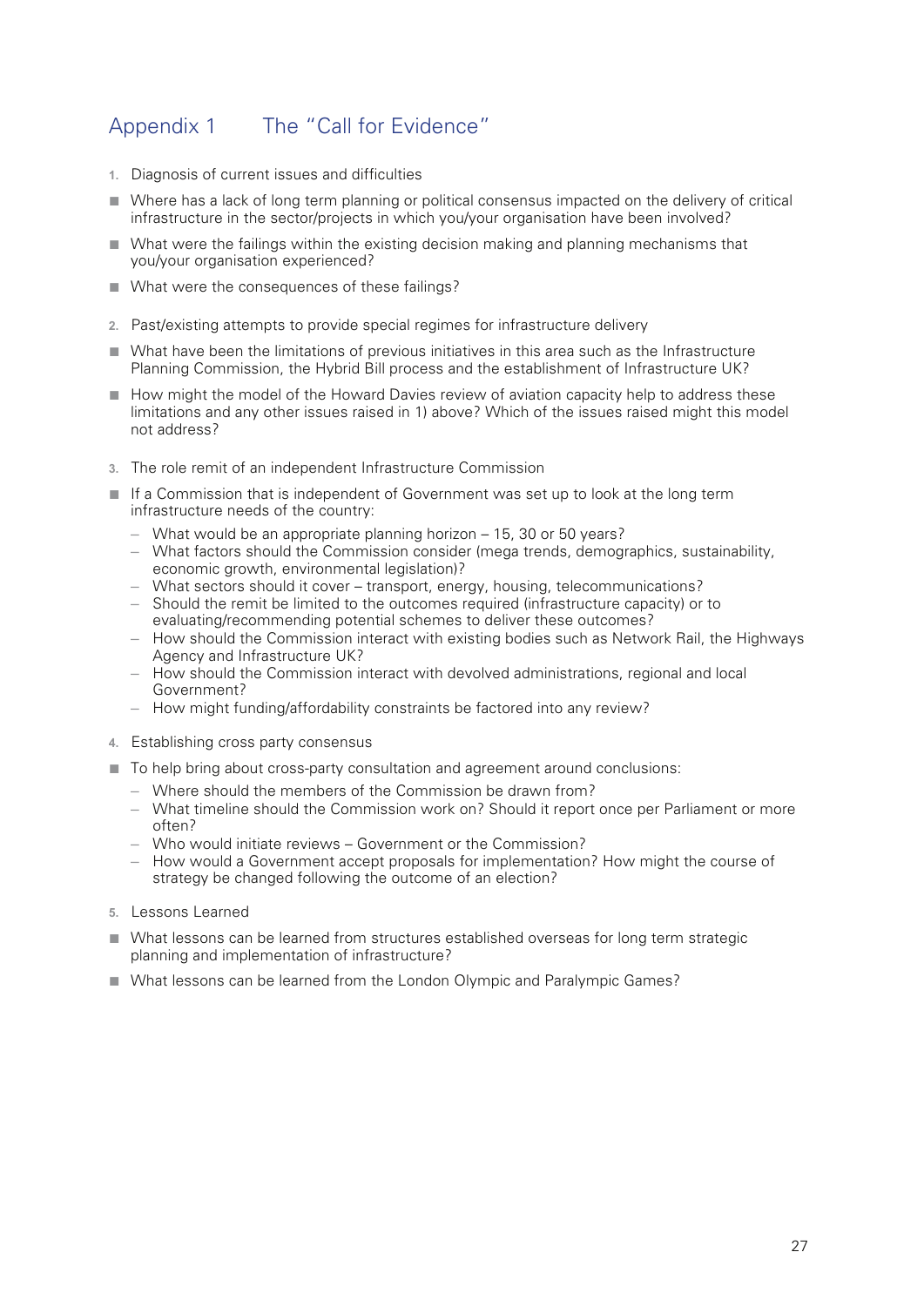## Appendix 1 The "Call for Evidence"

1. Diagnosis of current issues and difficulties

- Where has a lack of long term planning or political consensus impacted on the delivery of critical infrastructure in the sector/projects in which you/your organisation have been involved?
- What were the failings within the existing decision making and planning mechanisms that you/your organisation experienced?
- What were the consequences of these failings?

2. Past/existing attempts to provide special regimes for infrastructure delivery

- What have been the limitations of previous initiatives in this area such as the Infrastructure Planning Commission, the Hybrid Bill process and the establishment of Infrastructure UK?
- How might the model of the Howard Davies review of aviation capacity help to address these limitations and any other issues raised in 1) above? Which of the issues raised might this model not address?

3. The role remit of an independent Infrastructure Commission

- If a Commission that is independent of Government was set up to look at the long term infrastructure needs of the country:
  - What would be an appropriate planning horizon – 15, 30 or 50 years?
  - What factors should the Commission consider (mega trends, demographics, sustainability, economic growth, environmental legislation)?
  - What sectors should it cover – transport, energy, housing, telecommunications?
  - Should the remit be limited to the outcomes required (infrastructure capacity) or to evaluating/recommending potential schemes to deliver these outcomes?
  - How should the Commission interact with existing bodies such as Network Rail, the Highways Agency and Infrastructure UK?
  - How should the Commission interact with devolved administrations, regional and local Government?
  - How might funding/affordability constraints be factored into any review?

4. Establishing cross party consensus

- To help bring about cross-party consultation and agreement around conclusions:
  - Where should the members of the Commission be drawn from?
  - What timeline should the Commission work on? Should it report once per Parliament or more often?
  - Who would initiate reviews – Government or the Commission?
  - How would a Government accept proposals for implementation? How might the course of strategy be changed following the outcome of an election?

5. Lessons Learned

- What lessons can be learned from structures established overseas for long term strategic planning and implementation of infrastructure?
- What lessons can be learned from the London Olympic and Paralympic Games?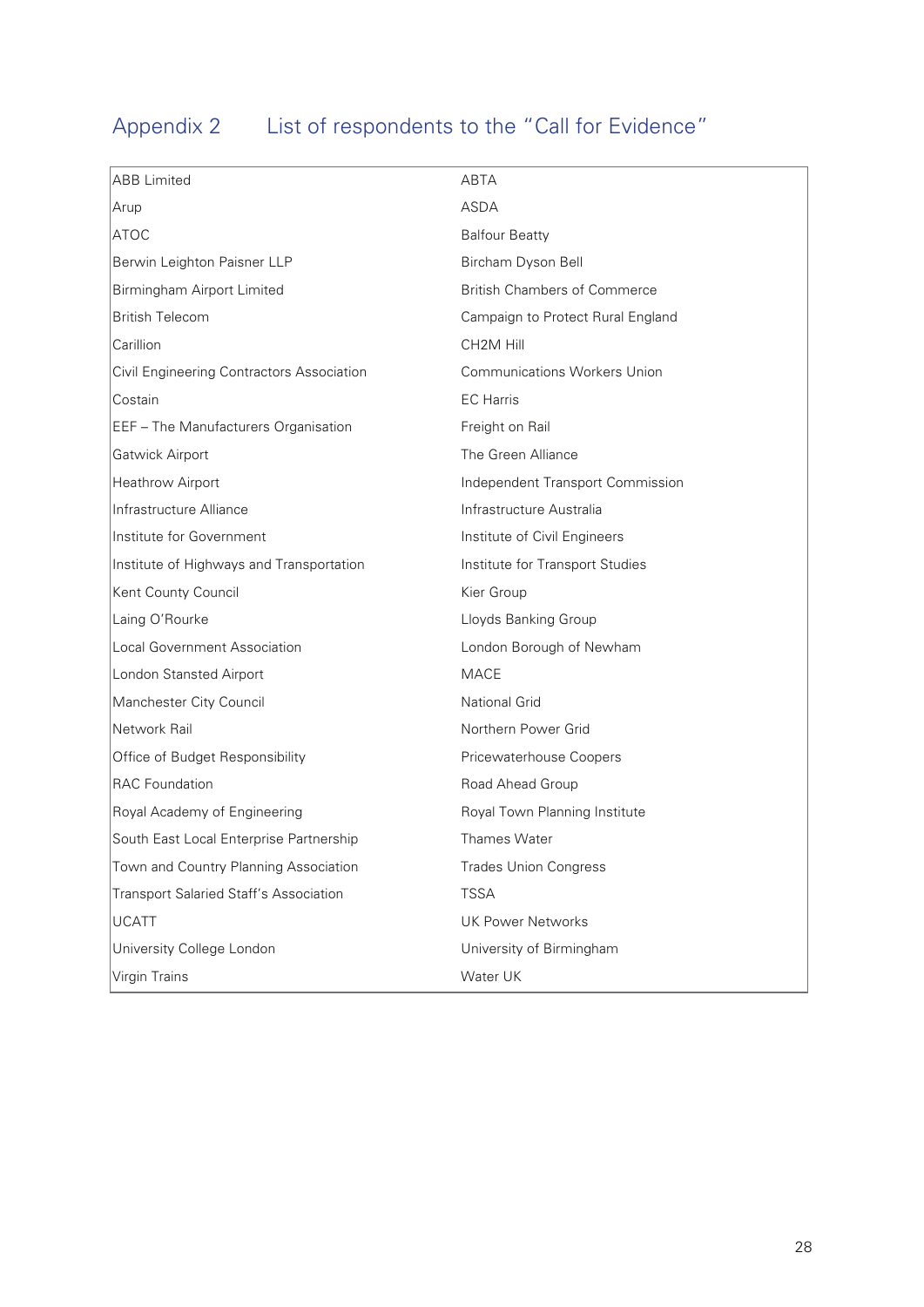# Appendix 2 List of respondents to the "Call for Evidence"

| | |
|---|---|
| ABB Limited | ABTA |
| Arup | ASDA |
| ATOC | Balfour Beatty |
| Berwin Leighton Paisner LLP | Bircham Dyson Bell |
| Birmingham Airport Limited | British Chambers of Commerce |
| British Telecom | Campaign to Protect Rural England |
| Carillion | CH2M Hill |
| Civil Engineering Contractors Association | Communications Workers Union |
| Costain | EC Harris |
| EEF – The Manufacturers Organisation | Freight on Rail |
| Gatwick Airport | The Green Alliance |
| Heathrow Airport | Independent Transport Commission |
| Infrastructure Alliance | Infrastructure Australia |
| Institute for Government | Institute of Civil Engineers |
| Institute of Highways and Transportation | Institute for Transport Studies |
| Kent County Council | Kier Group |
| Laing O'Rourke | Lloyds Banking Group |
| Local Government Association | London Borough of Newham |
| London Stansted Airport | MACE |
| Manchester City Council | National Grid |
| Network Rail | Northern Power Grid |
| Office of Budget Responsibility | Pricewaterhouse Coopers |
| RAC Foundation | Road Ahead Group |
| Royal Academy of Engineering | Royal Town Planning Institute |
| South East Local Enterprise Partnership | Thames Water |
| Town and Country Planning Association | Trades Union Congress |
| Transport Salaried Staff's Association | TSSA |
| UCATT | UK Power Networks |
| University College London | University of Birmingham |
| Virgin Trains | Water UK |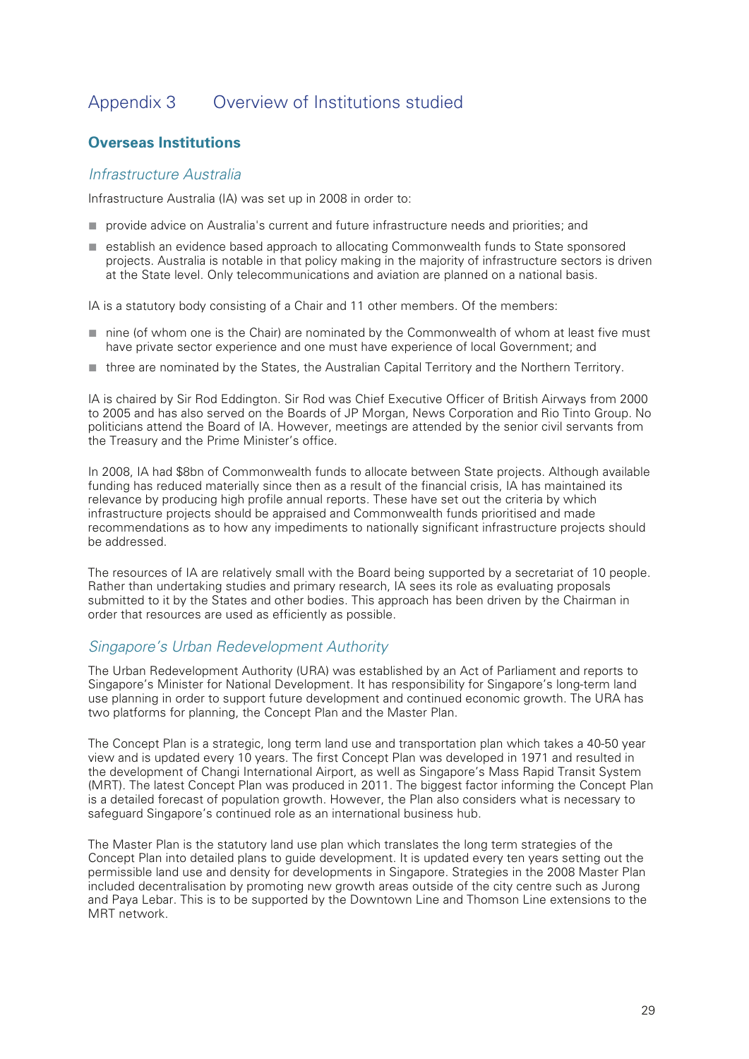# Appendix 3 Overview of Institutions studied

## Overseas Institutions

### *Infrastructure Australia*

Infrastructure Australia (IA) was set up in 2008 in order to:

- provide advice on Australia's current and future infrastructure needs and priorities; and
- establish an evidence based approach to allocating Commonwealth funds to State sponsored projects. Australia is notable in that policy making in the majority of infrastructure sectors is driven at the State level. Only telecommunications and aviation are planned on a national basis.

IA is a statutory body consisting of a Chair and 11 other members. Of the members:

- nine (of whom one is the Chair) are nominated by the Commonwealth of whom at least five must have private sector experience and one must have experience of local Government; and
- three are nominated by the States, the Australian Capital Territory and the Northern Territory.

IA is chaired by Sir Rod Eddington. Sir Rod was Chief Executive Officer of British Airways from 2000 to 2005 and has also served on the Boards of JP Morgan, News Corporation and Rio Tinto Group. No politicians attend the Board of IA. However, meetings are attended by the senior civil servants from the Treasury and the Prime Minister's office.

In 2008, IA had $8bn of Commonwealth funds to allocate between State projects. Although available funding has reduced materially since then as a result of the financial crisis, IA has maintained its relevance by producing high profile annual reports. These have set out the criteria by which infrastructure projects should be appraised and Commonwealth funds prioritised and made recommendations as to how any impediments to nationally significant infrastructure projects should be addressed.

The resources of IA are relatively small with the Board being supported by a secretariat of 10 people. Rather than undertaking studies and primary research, IA sees its role as evaluating proposals submitted to it by the States and other bodies. This approach has been driven by the Chairman in order that resources are used as efficiently as possible.

### *Singapore's Urban Redevelopment Authority*

The Urban Redevelopment Authority (URA) was established by an Act of Parliament and reports to Singapore's Minister for National Development. It has responsibility for Singapore's long-term land use planning in order to support future development and continued economic growth. The URA has two platforms for planning, the Concept Plan and the Master Plan.

The Concept Plan is a strategic, long term land use and transportation plan which takes a 40-50 year view and is updated every 10 years. The first Concept Plan was developed in 1971 and resulted in the development of Changi International Airport, as well as Singapore's Mass Rapid Transit System (MRT). The latest Concept Plan was produced in 2011. The biggest factor informing the Concept Plan is a detailed forecast of population growth. However, the Plan also considers what is necessary to safeguard Singapore's continued role as an international business hub.

The Master Plan is the statutory land use plan which translates the long term strategies of the Concept Plan into detailed plans to guide development. It is updated every ten years setting out the permissible land use and density for developments in Singapore. Strategies in the 2008 Master Plan included decentralisation by promoting new growth areas outside of the city centre such as Jurong and Paya Lebar. This is to be supported by the Downtown Line and Thomson Line extensions to the MRT network.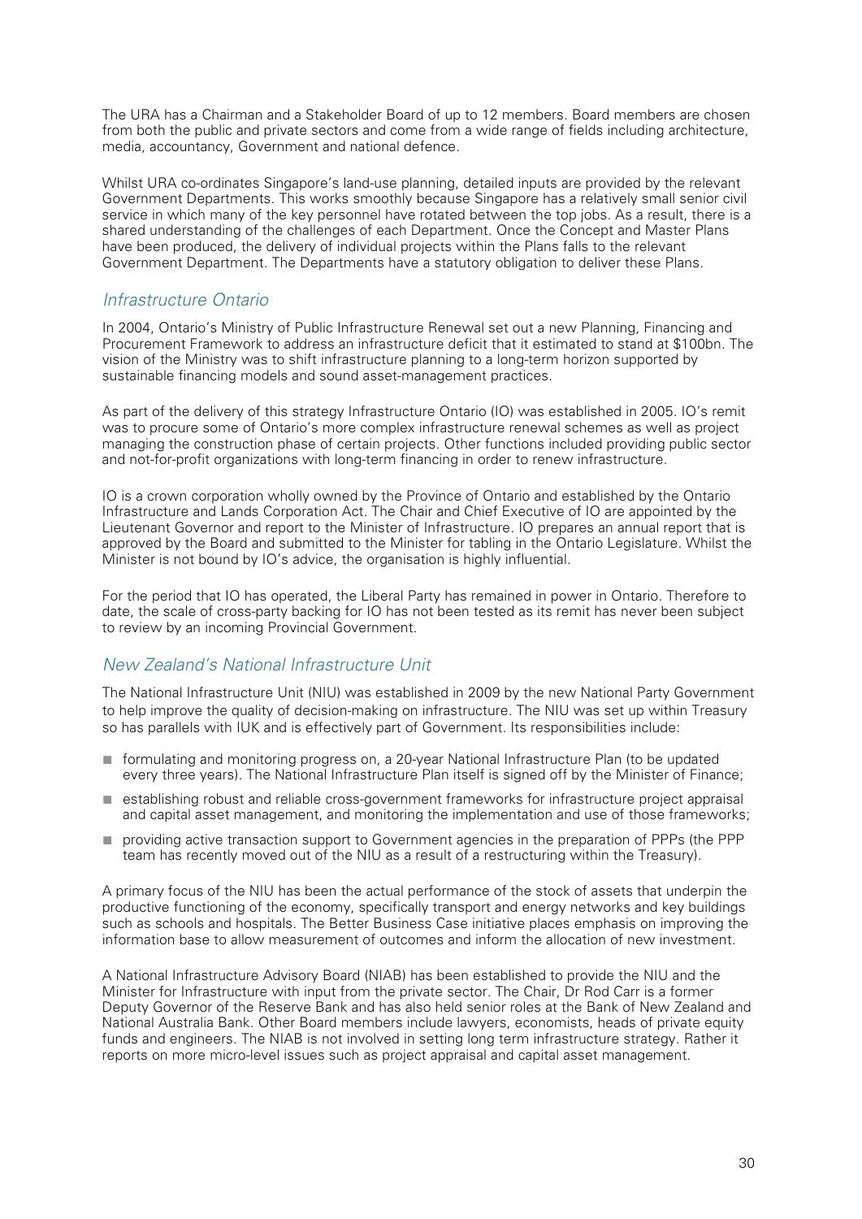The URA has a Chairman and a Stakeholder Board of up to 12 members. Board members are chosen from both the public and private sectors and come from a wide range of fields including architecture, media, accountancy, Government and national defence.

Whilst URA co-ordinates Singapore's land-use planning, detailed inputs are provided by the relevant Government Departments. This works smoothly because Singapore has a relatively small senior civil service in which many of the key personnel have rotated between the top jobs. As a result, there is a shared understanding of the challenges of each Department. Once the Concept and Master Plans have been produced, the delivery of individual projects within the Plans falls to the relevant Government Department. The Departments have a statutory obligation to deliver these Plans.

### *Infrastructure Ontario*

In 2004, Ontario's Ministry of Public Infrastructure Renewal set out a new Planning, Financing and Procurement Framework to address an infrastructure deficit that it estimated to stand at $100bn. The vision of the Ministry was to shift infrastructure planning to a long-term horizon supported by sustainable financing models and sound asset-management practices.

As part of the delivery of this strategy Infrastructure Ontario (IO) was established in 2005. IO's remit was to procure some of Ontario's more complex infrastructure renewal schemes as well as project managing the construction phase of certain projects. Other functions included providing public sector and not-for-profit organizations with long-term financing in order to renew infrastructure.

IO is a crown corporation wholly owned by the Province of Ontario and established by the Ontario Infrastructure and Lands Corporation Act. The Chair and Chief Executive of IO are appointed by the Lieutenant Governor and report to the Minister of Infrastructure. IO prepares an annual report that is approved by the Board and submitted to the Minister for tabling in the Ontario Legislature. Whilst the Minister is not bound by IO's advice, the organisation is highly influential.

For the period that IO has operated, the Liberal Party has remained in power in Ontario. Therefore to date, the scale of cross-party backing for IO has not been tested as its remit has never been subject to review by an incoming Provincial Government.

### *New Zealand's National Infrastructure Unit*

The National Infrastructure Unit (NIU) was established in 2009 by the new National Party Government to help improve the quality of decision-making on infrastructure. The NIU was set up within Treasury so has parallels with IUK and is effectively part of Government. Its responsibilities include:

- formulating and monitoring progress on, a 20-year National Infrastructure Plan (to be updated every three years). The National Infrastructure Plan itself is signed off by the Minister of Finance;
- establishing robust and reliable cross-government frameworks for infrastructure project appraisal and capital asset management, and monitoring the implementation and use of those frameworks;
- providing active transaction support to Government agencies in the preparation of PPPs (the PPP team has recently moved out of the NIU as a result of a restructuring within the Treasury).

A primary focus of the NIU has been the actual performance of the stock of assets that underpin the productive functioning of the economy, specifically transport and energy networks and key buildings such as schools and hospitals. The Better Business Case initiative places emphasis on improving the information base to allow measurement of outcomes and inform the allocation of new investment.

A National Infrastructure Advisory Board (NIAB) has been established to provide the NIU and the Minister for Infrastructure with input from the private sector. The Chair, Dr Rod Carr is a former Deputy Governor of the Reserve Bank and has also held senior roles at the Bank of New Zealand and National Australia Bank. Other Board members include lawyers, economists, heads of private equity funds and engineers. The NIAB is not involved in setting long term infrastructure strategy. Rather it reports on more micro-level issues such as project appraisal and capital asset management.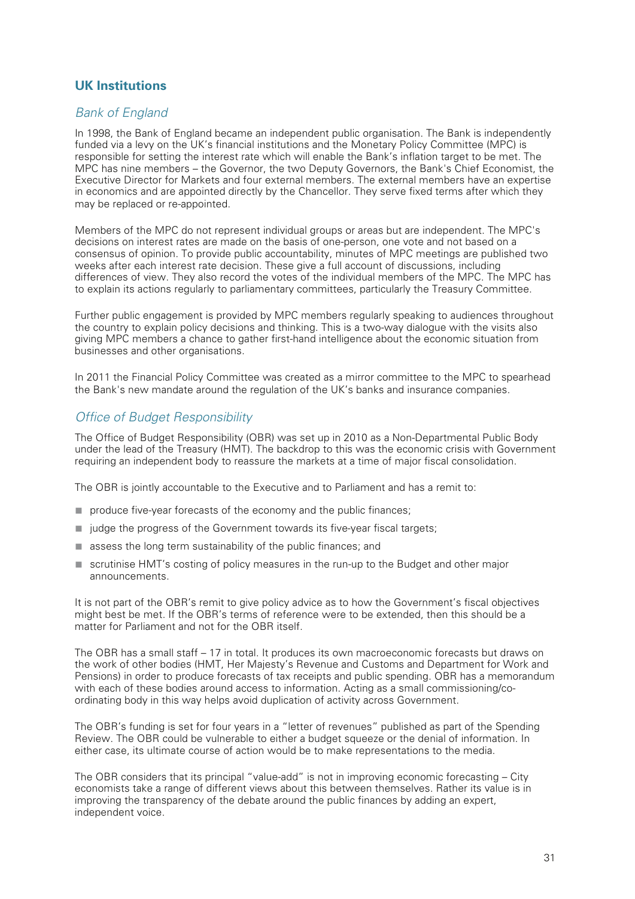## UK Institutions

### *Bank of England*

In 1998, the Bank of England became an independent public organisation. The Bank is independently funded via a levy on the UK's financial institutions and the Monetary Policy Committee (MPC) is responsible for setting the interest rate which will enable the Bank's inflation target to be met. The MPC has nine members – the Governor, the two Deputy Governors, the Bank's Chief Economist, the Executive Director for Markets and four external members. The external members have an expertise in economics and are appointed directly by the Chancellor. They serve fixed terms after which they may be replaced or re-appointed.

Members of the MPC do not represent individual groups or areas but are independent. The MPC's decisions on interest rates are made on the basis of one-person, one vote and not based on a consensus of opinion. To provide public accountability, minutes of MPC meetings are published two weeks after each interest rate decision. These give a full account of discussions, including differences of view. They also record the votes of the individual members of the MPC. The MPC has to explain its actions regularly to parliamentary committees, particularly the Treasury Committee.

Further public engagement is provided by MPC members regularly speaking to audiences throughout the country to explain policy decisions and thinking. This is a two-way dialogue with the visits also giving MPC members a chance to gather first-hand intelligence about the economic situation from businesses and other organisations.

In 2011 the Financial Policy Committee was created as a mirror committee to the MPC to spearhead the Bank's new mandate around the regulation of the UK's banks and insurance companies.

### *Office of Budget Responsibility*

The Office of Budget Responsibility (OBR) was set up in 2010 as a Non-Departmental Public Body under the lead of the Treasury (HMT). The backdrop to this was the economic crisis with Government requiring an independent body to reassure the markets at a time of major fiscal consolidation.

The OBR is jointly accountable to the Executive and to Parliament and has a remit to:

- produce five-year forecasts of the economy and the public finances;
- judge the progress of the Government towards its five-year fiscal targets;
- assess the long term sustainability of the public finances; and
- scrutinise HMT's costing of policy measures in the run-up to the Budget and other major announcements.

It is not part of the OBR's remit to give policy advice as to how the Government's fiscal objectives might best be met. If the OBR's terms of reference were to be extended, then this should be a matter for Parliament and not for the OBR itself.

The OBR has a small staff – 17 in total. It produces its own macroeconomic forecasts but draws on the work of other bodies (HMT, Her Majesty's Revenue and Customs and Department for Work and Pensions) in order to produce forecasts of tax receipts and public spending. OBR has a memorandum with each of these bodies around access to information. Acting as a small commissioning/co-ordinating body in this way helps avoid duplication of activity across Government.

The OBR's funding is set for four years in a "letter of revenues" published as part of the Spending Review. The OBR could be vulnerable to either a budget squeeze or the denial of information. In either case, its ultimate course of action would be to make representations to the media.

The OBR considers that its principal "value-add" is not in improving economic forecasting – City economists take a range of different views about this between themselves. Rather its value is in improving the transparency of the debate around the public finances by adding an expert, independent voice.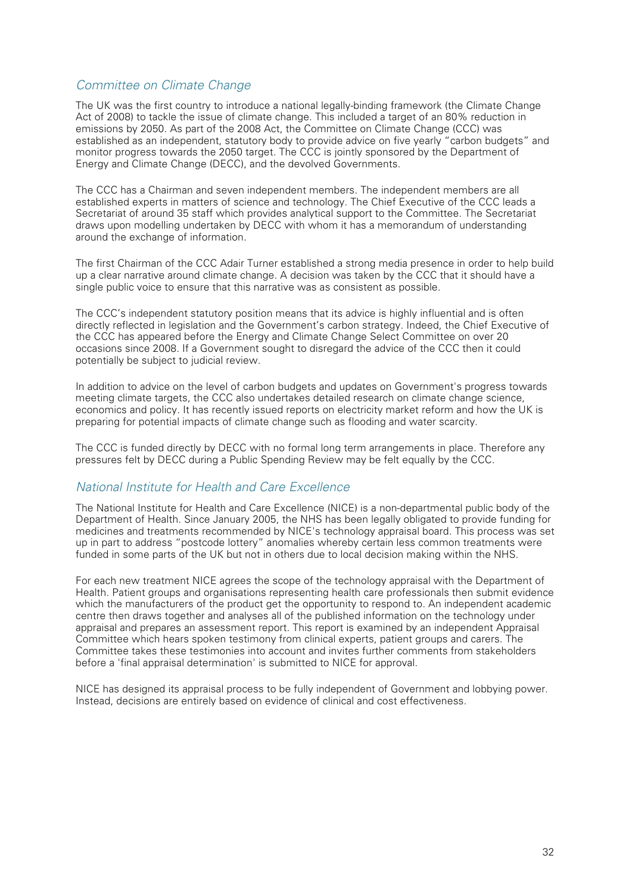## *Committee on Climate Change*

The UK was the first country to introduce a national legally-binding framework (the Climate Change Act of 2008) to tackle the issue of climate change. This included a target of an 80% reduction in emissions by 2050. As part of the 2008 Act, the Committee on Climate Change (CCC) was established as an independent, statutory body to provide advice on five yearly "carbon budgets" and monitor progress towards the 2050 target. The CCC is jointly sponsored by the Department of Energy and Climate Change (DECC), and the devolved Governments.

The CCC has a Chairman and seven independent members. The independent members are all established experts in matters of science and technology. The Chief Executive of the CCC leads a Secretariat of around 35 staff which provides analytical support to the Committee. The Secretariat draws upon modelling undertaken by DECC with whom it has a memorandum of understanding around the exchange of information.

The first Chairman of the CCC Adair Turner established a strong media presence in order to help build up a clear narrative around climate change. A decision was taken by the CCC that it should have a single public voice to ensure that this narrative was as consistent as possible.

The CCC's independent statutory position means that its advice is highly influential and is often directly reflected in legislation and the Government's carbon strategy. Indeed, the Chief Executive of the CCC has appeared before the Energy and Climate Change Select Committee on over 20 occasions since 2008. If a Government sought to disregard the advice of the CCC then it could potentially be subject to judicial review.

In addition to advice on the level of carbon budgets and updates on Government's progress towards meeting climate targets, the CCC also undertakes detailed research on climate change science, economics and policy. It has recently issued reports on electricity market reform and how the UK is preparing for potential impacts of climate change such as flooding and water scarcity.

The CCC is funded directly by DECC with no formal long term arrangements in place. Therefore any pressures felt by DECC during a Public Spending Review may be felt equally by the CCC.

## *National Institute for Health and Care Excellence*

The National Institute for Health and Care Excellence (NICE) is a non-departmental public body of the Department of Health. Since January 2005, the NHS has been legally obligated to provide funding for medicines and treatments recommended by NICE's technology appraisal board. This process was set up in part to address "postcode lottery" anomalies whereby certain less common treatments were funded in some parts of the UK but not in others due to local decision making within the NHS.

For each new treatment NICE agrees the scope of the technology appraisal with the Department of Health. Patient groups and organisations representing health care professionals then submit evidence which the manufacturers of the product get the opportunity to respond to. An independent academic centre then draws together and analyses all of the published information on the technology under appraisal and prepares an assessment report. This report is examined by an independent Appraisal Committee which hears spoken testimony from clinical experts, patient groups and carers. The Committee takes these testimonies into account and invites further comments from stakeholders before a 'final appraisal determination' is submitted to NICE for approval.

NICE has designed its appraisal process to be fully independent of Government and lobbying power. Instead, decisions are entirely based on evidence of clinical and cost effectiveness.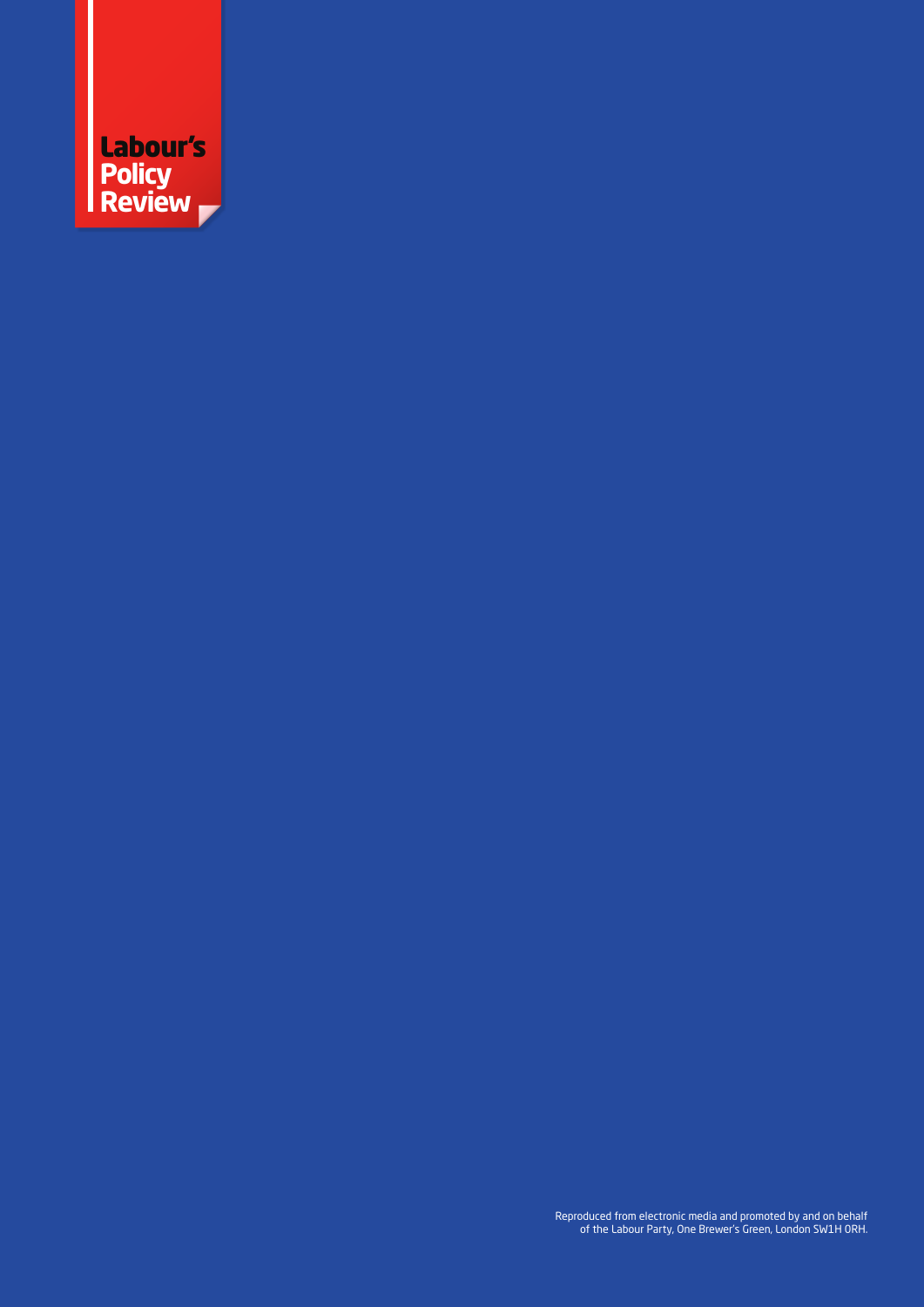**Labour's Policy Review**

Reproduced from electronic media and promoted by and on behalf of the Labour Party, One Brewer's Green, London SW1H 0RH.